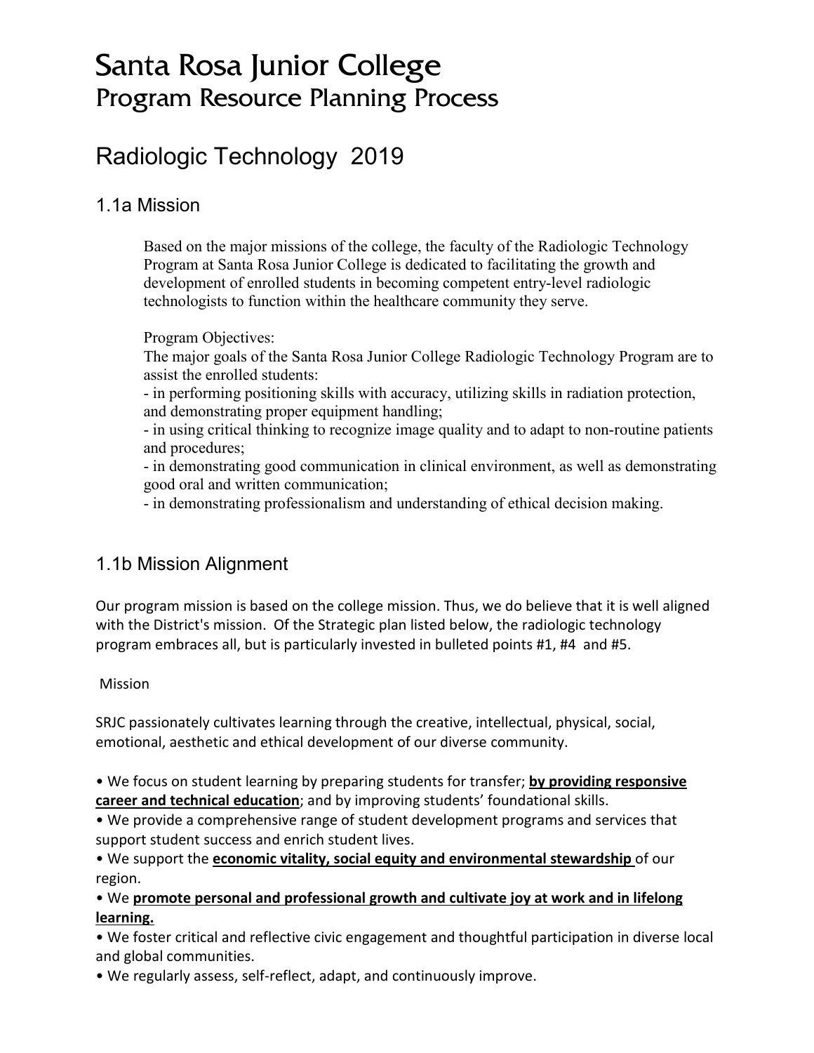# Santa Rosa Junior College
## Program Resource Planning Process

## Radiologic Technology 2019

### 1.1a Mission

Based on the major missions of the college, the faculty of the Radiologic Technology Program at Santa Rosa Junior College is dedicated to facilitating the growth and development of enrolled students in becoming competent entry-level radiologic technologists to function within the healthcare community they serve.

Program Objectives:
The major goals of the Santa Rosa Junior College Radiologic Technology Program are to assist the enrolled students:
- in performing positioning skills with accuracy, utilizing skills in radiation protection, and demonstrating proper equipment handling;
- in using critical thinking to recognize image quality and to adapt to non-routine patients and procedures;
- in demonstrating good communication in clinical environment, as well as demonstrating good oral and written communication;
- in demonstrating professionalism and understanding of ethical decision making.

### 1.1b Mission Alignment

Our program mission is based on the college mission. Thus, we do believe that it is well aligned with the District's mission. Of the Strategic plan listed below, the radiologic technology program embraces all, but is particularly invested in bulleted points #1, #4 and #5.

Mission

SRJC passionately cultivates learning through the creative, intellectual, physical, social, emotional, aesthetic and ethical development of our diverse community.

• We focus on student learning by preparing students for transfer; **by providing responsive career and technical education**; and by improving students' foundational skills.
• We provide a comprehensive range of student development programs and services that support student success and enrich student lives.
• We support the **economic vitality, social equity and environmental stewardship** of our region.
• We **promote personal and professional growth and cultivate joy at work and in lifelong learning.**
• We foster critical and reflective civic engagement and thoughtful participation in diverse local and global communities.
• We regularly assess, self-reflect, adapt, and continuously improve.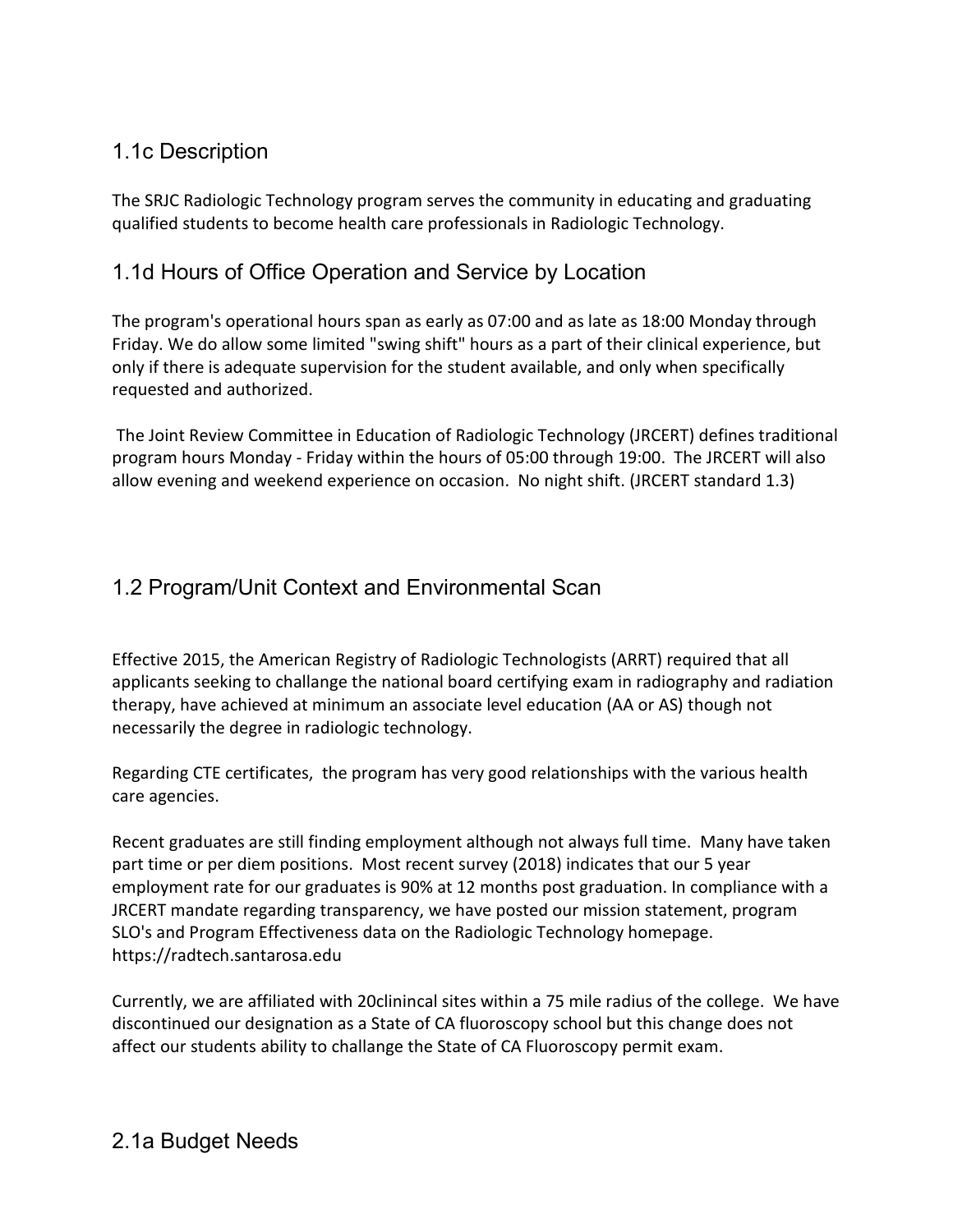## 1.1c Description

The SRJC Radiologic Technology program serves the community in educating and graduating qualified students to become health care professionals in Radiologic Technology.

## 1.1d Hours of Office Operation and Service by Location

The program's operational hours span as early as 07:00 and as late as 18:00 Monday through Friday. We do allow some limited "swing shift" hours as a part of their clinical experience, but only if there is adequate supervision for the student available, and only when specifically requested and authorized.

The Joint Review Committee in Education of Radiologic Technology (JRCERT) defines traditional program hours Monday - Friday within the hours of 05:00 through 19:00. The JRCERT will also allow evening and weekend experience on occasion. No night shift. (JRCERT standard 1.3)

## 1.2 Program/Unit Context and Environmental Scan

Effective 2015, the American Registry of Radiologic Technologists (ARRT) required that all applicants seeking to challange the national board certifying exam in radiography and radiation therapy, have achieved at minimum an associate level education (AA or AS) though not necessarily the degree in radiologic technology.

Regarding CTE certificates, the program has very good relationships with the various health care agencies.

Recent graduates are still finding employment although not always full time. Many have taken part time or per diem positions. Most recent survey (2018) indicates that our 5 year employment rate for our graduates is 90% at 12 months post graduation. In compliance with a JRCERT mandate regarding transparency, we have posted our mission statement, program SLO's and Program Effectiveness data on the Radiologic Technology homepage. https://radtech.santarosa.edu

Currently, we are affiliated with 20clinincal sites within a 75 mile radius of the college. We have discontinued our designation as a State of CA fluoroscopy school but this change does not affect our students ability to challange the State of CA Fluoroscopy permit exam.

## 2.1a Budget Needs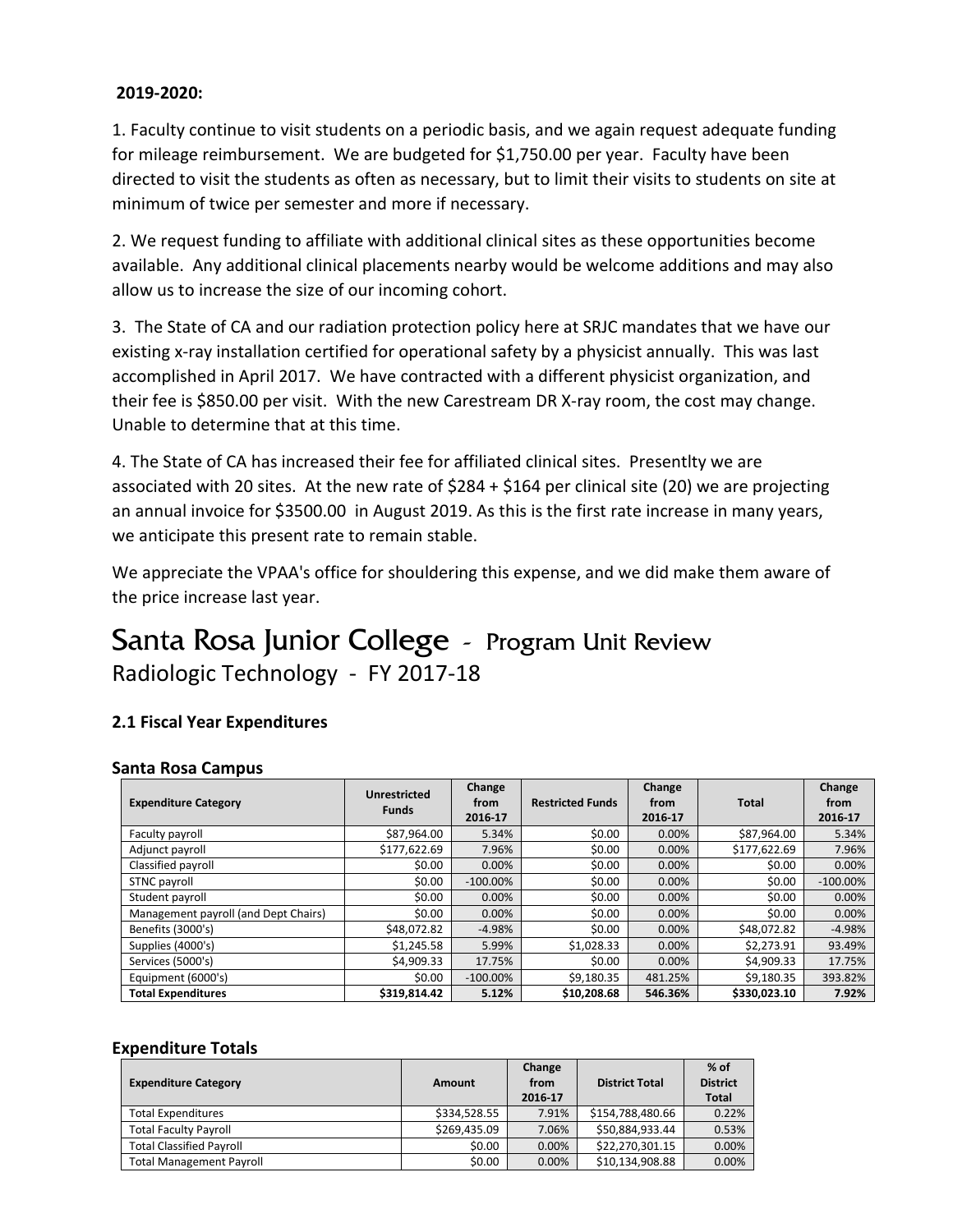**2019-2020:**

1. Faculty continue to visit students on a periodic basis, and we again request adequate funding for mileage reimbursement. We are budgeted for $1,750.00 per year. Faculty have been directed to visit the students as often as necessary, but to limit their visits to students on site at minimum of twice per semester and more if necessary.

2. We request funding to affiliate with additional clinical sites as these opportunities become available. Any additional clinical placements nearby would be welcome additions and may also allow us to increase the size of our incoming cohort.

3. The State of CA and our radiation protection policy here at SRJC mandates that we have our existing x-ray installation certified for operational safety by a physicist annually. This was last accomplished in April 2017. We have contracted with a different physicist organization, and their fee is $850.00 per visit. With the new Carestream DR X-ray room, the cost may change. Unable to determine that at this time.

4. The State of CA has increased their fee for affiliated clinical sites. Presentlty we are associated with 20 sites. At the new rate of $284 + $164 per clinical site (20) we are projecting an annual invoice for $3500.00 in August 2019. As this is the first rate increase in many years, we anticipate this present rate to remain stable.

We appreciate the VPAA's office for shouldering this expense, and we did make them aware of the price increase last year.

# Santa Rosa Junior College - Program Unit Review

Radiologic Technology - FY 2017-18

### 2.1 Fiscal Year Expenditures

**Santa Rosa Campus**

| Expenditure Category | Unrestricted Funds | Change from 2016-17 | Restricted Funds | Change from 2016-17 | Total | Change from 2016-17 |
|---|---|---|---|---|---|---|
| Faculty payroll | $87,964.00 | 5.34% | $0.00 | 0.00% | $87,964.00 | 5.34% |
| Adjunct payroll | $177,622.69 | 7.96% | $0.00 | 0.00% | $177,622.69 | 7.96% |
| Classified payroll | $0.00 | 0.00% | $0.00 | 0.00% | $0.00 | 0.00% |
| STNC payroll | $0.00 | -100.00% | $0.00 | 0.00% | $0.00 | -100.00% |
| Student payroll | $0.00 | 0.00% | $0.00 | 0.00% | $0.00 | 0.00% |
| Management payroll (and Dept Chairs) | $0.00 | 0.00% | $0.00 | 0.00% | $0.00 | 0.00% |
| Benefits (3000's) | $48,072.82 | -4.98% | $0.00 | 0.00% | $48,072.82 | -4.98% |
| Supplies (4000's) | $1,245.58 | 5.99% | $1,028.33 | 0.00% | $2,273.91 | 93.49% |
| Services (5000's) | $4,909.33 | 17.75% | $0.00 | 0.00% | $4,909.33 | 17.75% |
| Equipment (6000's) | $0.00 | -100.00% | $9,180.35 | 481.25% | $9,180.35 | 393.82% |
| **Total Expenditures** | **$319,814.42** | **5.12%** | **$10,208.68** | **546.36%** | **$330,023.10** | **7.92%** |

**Expenditure Totals**

| Expenditure Category | Amount | Change from 2016-17 | District Total | % of District Total |
|---|---|---|---|---|
| Total Expenditures | $334,528.55 | 7.91% | $154,788,480.66 | 0.22% |
| Total Faculty Payroll | $269,435.09 | 7.06% | $50,884,933.44 | 0.53% |
| Total Classified Payroll | $0.00 | 0.00% | $22,270,301.15 | 0.00% |
| Total Management Payroll | $0.00 | 0.00% | $10,134,908.88 | 0.00% |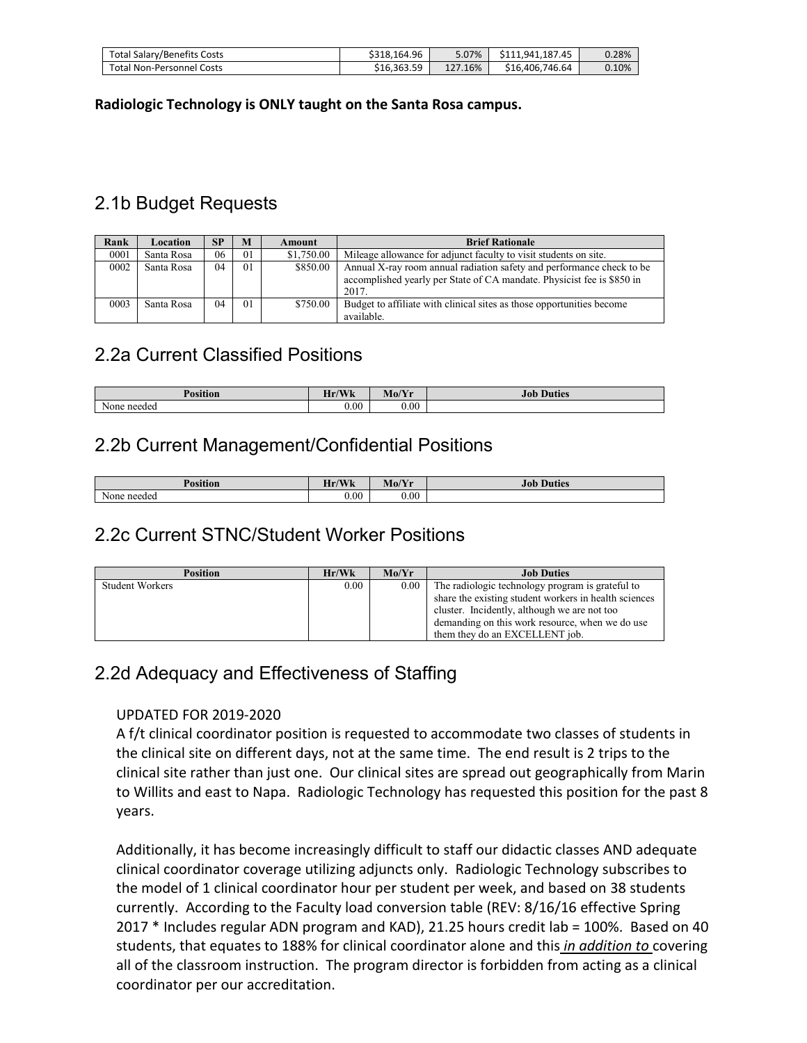| Total Salary/Benefits Costs | $318,164.96 | 5.07% | $111,941,187.45 | 0.28% |
|---|---|---|---|---|
| Total Non-Personnel Costs | $16,363.59 | 127.16% | $16,406,746.64 | 0.10% |

**Radiologic Technology is ONLY taught on the Santa Rosa campus.**

## 2.1b Budget Requests

| Rank | Location | SP | M | Amount | Brief Rationale |
|---|---|---|---|---|---|
| 0001 | Santa Rosa | 06 | 01 | $1,750.00 | Mileage allowance for adjunct faculty to visit students on site. |
| 0002 | Santa Rosa | 04 | 01 | $850.00 | Annual X-ray room annual radiation safety and performance check to be accomplished yearly per State of CA mandate. Physicist fee is $850 in 2017. |
| 0003 | Santa Rosa | 04 | 01 | $750.00 | Budget to affiliate with clinical sites as those opportunities become available. |

## 2.2a Current Classified Positions

| Position | Hr/Wk | Mo/Yr | Job Duties |
|---|---|---|---|
| None needed | 0.00 | 0.00 | |

## 2.2b Current Management/Confidential Positions

| Position | Hr/Wk | Mo/Yr | Job Duties |
|---|---|---|---|
| None needed | 0.00 | 0.00 | |

## 2.2c Current STNC/Student Worker Positions

| Position | Hr/Wk | Mo/Yr | Job Duties |
|---|---|---|---|
| Student Workers | 0.00 | 0.00 | The radiologic technology program is grateful to share the existing student workers in health sciences cluster. Incidently, although we are not too demanding on this work resource, when we do use them they do an EXCELLENT job. |

## 2.2d Adequacy and Effectiveness of Staffing

UPDATED FOR 2019-2020

A f/t clinical coordinator position is requested to accommodate two classes of students in the clinical site on different days, not at the same time. The end result is 2 trips to the clinical site rather than just one. Our clinical sites are spread out geographically from Marin to Willits and east to Napa. Radiologic Technology has requested this position for the past 8 years.

Additionally, it has become increasingly difficult to staff our didactic classes AND adequate clinical coordinator coverage utilizing adjuncts only. Radiologic Technology subscribes to the model of 1 clinical coordinator hour per student per week, and based on 38 students currently. According to the Faculty load conversion table (REV: 8/16/16 effective Spring 2017 * Includes regular ADN program and KAD), 21.25 hours credit lab = 100%. Based on 40 students, that equates to 188% for clinical coordinator alone and this ***in addition to*** covering all of the classroom instruction. The program director is forbidden from acting as a clinical coordinator per our accreditation.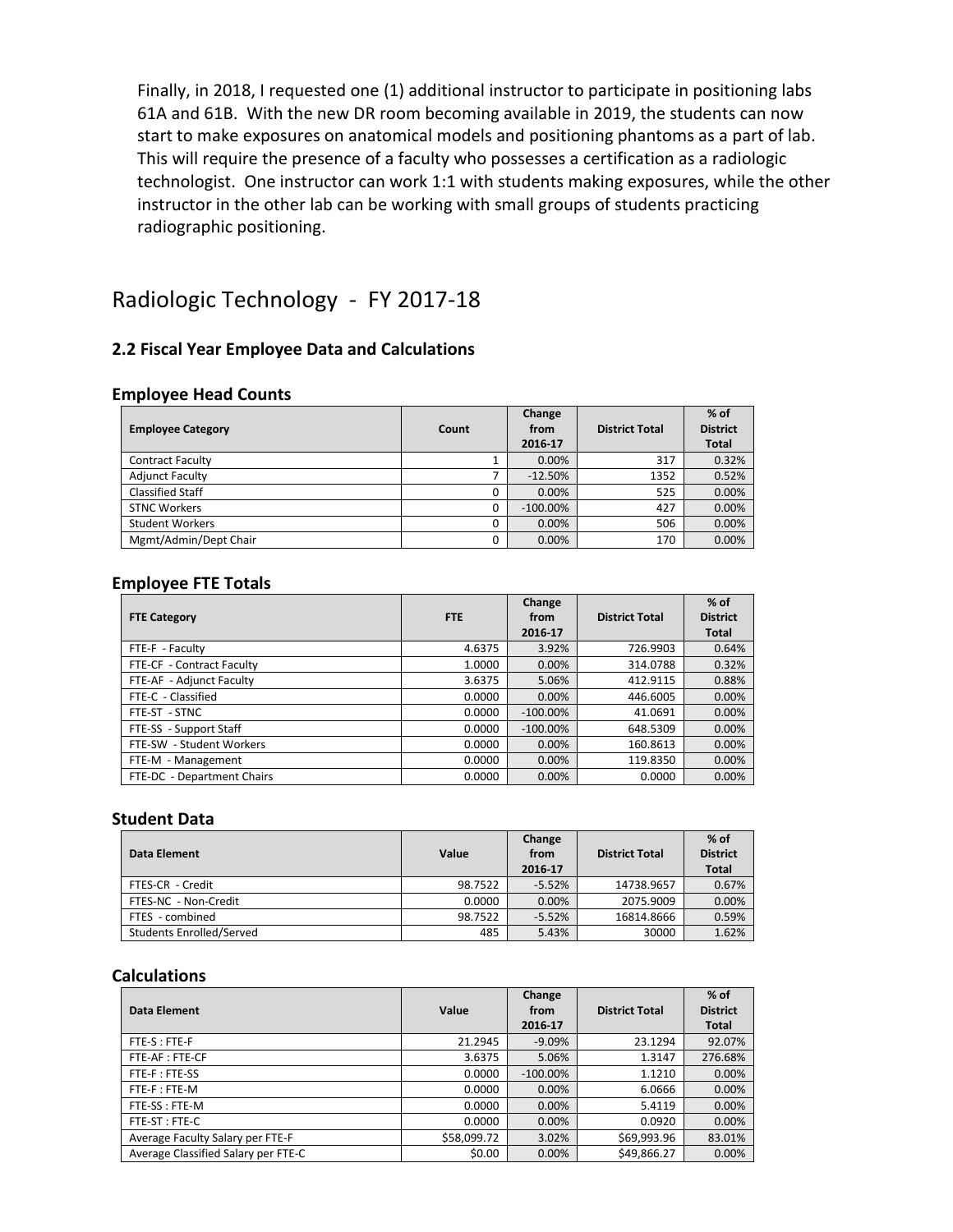Finally, in 2018, I requested one (1) additional instructor to participate in positioning labs 61A and 61B. With the new DR room becoming available in 2019, the students can now start to make exposures on anatomical models and positioning phantoms as a part of lab. This will require the presence of a faculty who possesses a certification as a radiologic technologist. One instructor can work 1:1 with students making exposures, while the other instructor in the other lab can be working with small groups of students practicing radiographic positioning.

# Radiologic Technology - FY 2017-18

## 2.2 Fiscal Year Employee Data and Calculations

### Employee Head Counts

| Employee Category | Count | Change from 2016-17 | District Total | % of District Total |
|---|---|---|---|---|
| Contract Faculty | 1 | 0.00% | 317 | 0.32% |
| Adjunct Faculty | 7 | -12.50% | 1352 | 0.52% |
| Classified Staff | 0 | 0.00% | 525 | 0.00% |
| STNC Workers | 0 | -100.00% | 427 | 0.00% |
| Student Workers | 0 | 0.00% | 506 | 0.00% |
| Mgmt/Admin/Dept Chair | 0 | 0.00% | 170 | 0.00% |

### Employee FTE Totals

| FTE Category | FTE | Change from 2016-17 | District Total | % of District Total |
|---|---|---|---|---|
| FTE-F - Faculty | 4.6375 | 3.92% | 726.9903 | 0.64% |
| FTE-CF - Contract Faculty | 1.0000 | 0.00% | 314.0788 | 0.32% |
| FTE-AF - Adjunct Faculty | 3.6375 | 5.06% | 412.9115 | 0.88% |
| FTE-C - Classified | 0.0000 | 0.00% | 446.6005 | 0.00% |
| FTE-ST - STNC | 0.0000 | -100.00% | 41.0691 | 0.00% |
| FTE-SS - Support Staff | 0.0000 | -100.00% | 648.5309 | 0.00% |
| FTE-SW - Student Workers | 0.0000 | 0.00% | 160.8613 | 0.00% |
| FTE-M - Management | 0.0000 | 0.00% | 119.8350 | 0.00% |
| FTE-DC - Department Chairs | 0.0000 | 0.00% | 0.0000 | 0.00% |

### Student Data

| Data Element | Value | Change from 2016-17 | District Total | % of District Total |
|---|---|---|---|---|
| FTES-CR - Credit | 98.7522 | -5.52% | 14738.9657 | 0.67% |
| FTES-NC - Non-Credit | 0.0000 | 0.00% | 2075.9009 | 0.00% |
| FTES - combined | 98.7522 | -5.52% | 16814.8666 | 0.59% |
| Students Enrolled/Served | 485 | 5.43% | 30000 | 1.62% |

### Calculations

| Data Element | Value | Change from 2016-17 | District Total | % of District Total |
|---|---|---|---|---|
| FTE-S : FTE-F | 21.2945 | -9.09% | 23.1294 | 92.07% |
| FTE-AF : FTE-CF | 3.6375 | 5.06% | 1.3147 | 276.68% |
| FTE-F : FTE-SS | 0.0000 | -100.00% | 1.1210 | 0.00% |
| FTE-F : FTE-M | 0.0000 | 0.00% | 6.0666 | 0.00% |
| FTE-SS : FTE-M | 0.0000 | 0.00% | 5.4119 | 0.00% |
| FTE-ST : FTE-C | 0.0000 | 0.00% | 0.0920 | 0.00% |
| Average Faculty Salary per FTE-F | $58,099.72 | 3.02% | $69,993.96 | 83.01% |
| Average Classified Salary per FTE-C | $0.00 | 0.00% | $49,866.27 | 0.00% |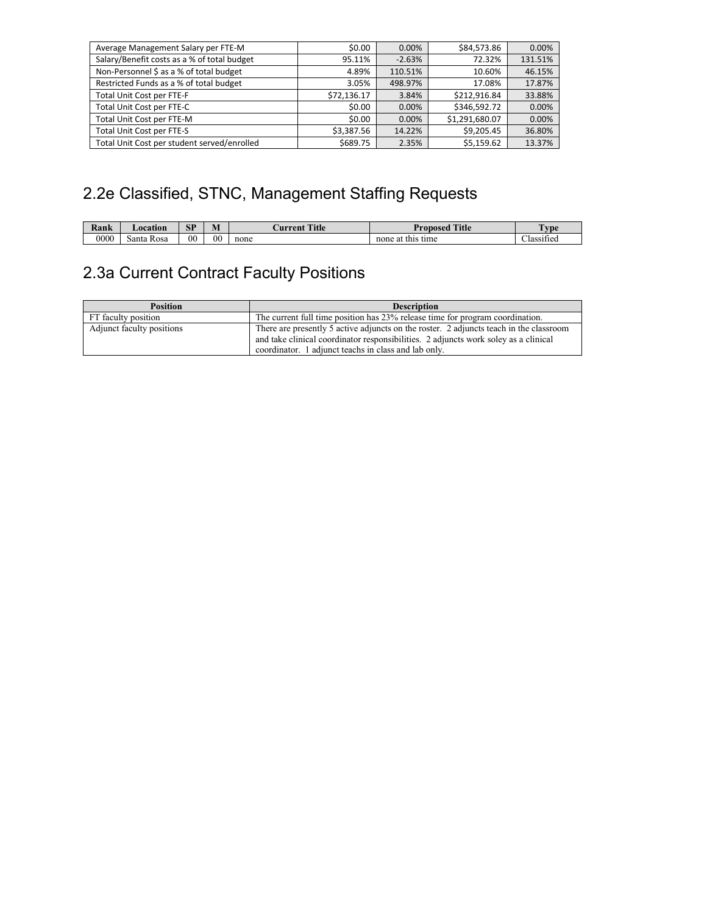| | | | | |
|---|---|---|---|---|
| Average Management Salary per FTE-M | $0.00 | 0.00% | $84,573.86 | 0.00% |
| Salary/Benefit costs as a % of total budget | 95.11% | -2.63% | 72.32% | 131.51% |
| Non-Personnel $ as a % of total budget | 4.89% | 110.51% | 10.60% | 46.15% |
| Restricted Funds as a % of total budget | 3.05% | 498.97% | 17.08% | 17.87% |
| Total Unit Cost per FTE-F | $72,136.17 | 3.84% | $212,916.84 | 33.88% |
| Total Unit Cost per FTE-C | $0.00 | 0.00% | $346,592.72 | 0.00% |
| Total Unit Cost per FTE-M | $0.00 | 0.00% | $1,291,680.07 | 0.00% |
| Total Unit Cost per FTE-S | $3,387.56 | 14.22% | $9,205.45 | 36.80% |
| Total Unit Cost per student served/enrolled | $689.75 | 2.35% | $5,159.62 | 13.37% |

## 2.2e Classified, STNC, Management Staffing Requests

| Rank | Location | SP | M | Current Title | Proposed Title | Type |
|---|---|---|---|---|---|---|
| 0000 | Santa Rosa | 00 | 00 | none | none at this time | Classified |

## 2.3a Current Contract Faculty Positions

| Position | Description |
|---|---|
| FT faculty position | The current full time position has 23% release time for program coordination. |
| Adjunct faculty positions | There are presently 5 active adjuncts on the roster. 2 adjuncts teach in the classroom and take clinical coordinator responsibilities. 2 adjuncts work soley as a clinical coordinator. 1 adjunct teachs in class and lab only. |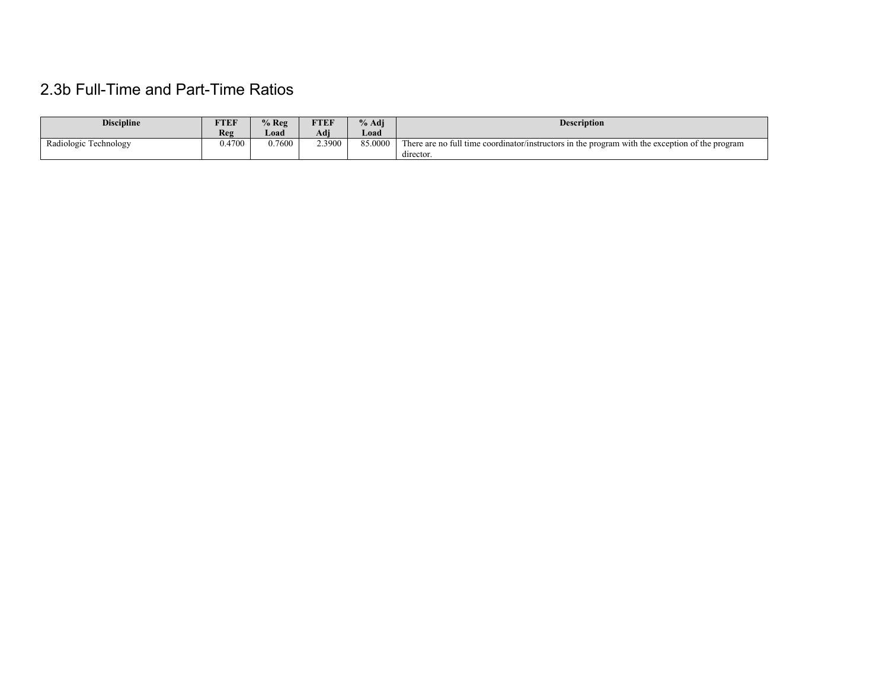## 2.3b Full-Time and Part-Time Ratios

| Discipline | FTEF Reg | % Reg Load | FTEF Adj | % Adj Load | Description |
|---|---|---|---|---|---|
| Radiologic Technology | 0.4700 | 0.7600 | 2.3900 | 85.0000 | There are no full time coordinator/instructors in the program with the exception of the program director. |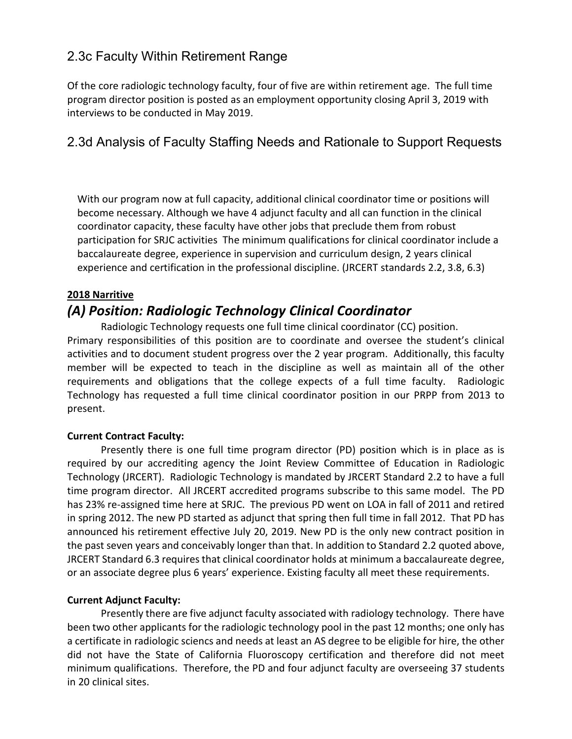## 2.3c Faculty Within Retirement Range

Of the core radiologic technology faculty, four of five are within retirement age. The full time program director position is posted as an employment opportunity closing April 3, 2019 with interviews to be conducted in May 2019.

## 2.3d Analysis of Faculty Staffing Needs and Rationale to Support Requests

With our program now at full capacity, additional clinical coordinator time or positions will become necessary. Although we have 4 adjunct faculty and all can function in the clinical coordinator capacity, these faculty have other jobs that preclude them from robust participation for SRJC activities The minimum qualifications for clinical coordinator include a baccalaureate degree, experience in supervision and curriculum design, 2 years clinical experience and certification in the professional discipline. (JRCERT standards 2.2, 3.8, 6.3)

**2018 Narritive**

### *(A) Position: Radiologic Technology Clinical Coordinator*

Radiologic Technology requests one full time clinical coordinator (CC) position. Primary responsibilities of this position are to coordinate and oversee the student's clinical activities and to document student progress over the 2 year program. Additionally, this faculty member will be expected to teach in the discipline as well as maintain all of the other requirements and obligations that the college expects of a full time faculty. Radiologic Technology has requested a full time clinical coordinator position in our PRPP from 2013 to present.

**Current Contract Faculty:**

Presently there is one full time program director (PD) position which is in place as is required by our accrediting agency the Joint Review Committee of Education in Radiologic Technology (JRCERT). Radiologic Technology is mandated by JRCERT Standard 2.2 to have a full time program director. All JRCERT accredited programs subscribe to this same model. The PD has 23% re-assigned time here at SRJC. The previous PD went on LOA in fall of 2011 and retired in spring 2012. The new PD started as adjunct that spring then full time in fall 2012. That PD has announced his retirement effective July 20, 2019. New PD is the only new contract position in the past seven years and conceivably longer than that. In addition to Standard 2.2 quoted above, JRCERT Standard 6.3 requires that clinical coordinator holds at minimum a baccalaureate degree, or an associate degree plus 6 years' experience. Existing faculty all meet these requirements.

**Current Adjunct Faculty:**

Presently there are five adjunct faculty associated with radiology technology. There have been two other applicants for the radiologic technology pool in the past 12 months; one only has a certificate in radiologic sciencs and needs at least an AS degree to be eligible for hire, the other did not have the State of California Fluoroscopy certification and therefore did not meet minimum qualifications. Therefore, the PD and four adjunct faculty are overseeing 37 students in 20 clinical sites.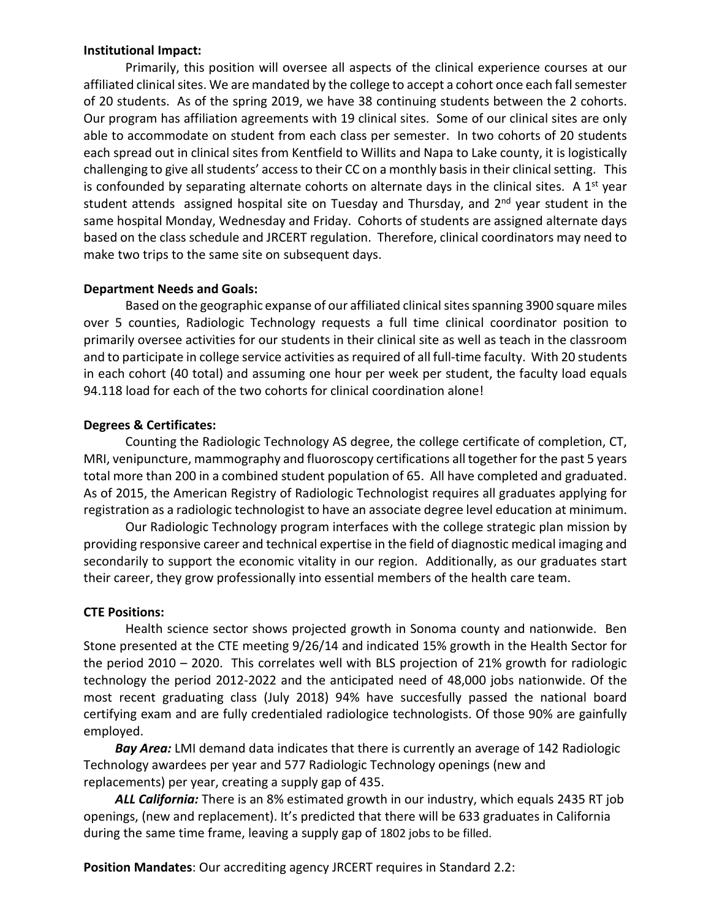**Institutional Impact:**

Primarily, this position will oversee all aspects of the clinical experience courses at our affiliated clinical sites. We are mandated by the college to accept a cohort once each fall semester of 20 students. As of the spring 2019, we have 38 continuing students between the 2 cohorts. Our program has affiliation agreements with 19 clinical sites. Some of our clinical sites are only able to accommodate on student from each class per semester. In two cohorts of 20 students each spread out in clinical sites from Kentfield to Willits and Napa to Lake county, it is logistically challenging to give all students' access to their CC on a monthly basis in their clinical setting. This is confounded by separating alternate cohorts on alternate days in the clinical sites. A 1st year student attends assigned hospital site on Tuesday and Thursday, and 2nd year student in the same hospital Monday, Wednesday and Friday. Cohorts of students are assigned alternate days based on the class schedule and JRCERT regulation. Therefore, clinical coordinators may need to make two trips to the same site on subsequent days.

**Department Needs and Goals:**

Based on the geographic expanse of our affiliated clinical sites spanning 3900 square miles over 5 counties, Radiologic Technology requests a full time clinical coordinator position to primarily oversee activities for our students in their clinical site as well as teach in the classroom and to participate in college service activities as required of all full-time faculty. With 20 students in each cohort (40 total) and assuming one hour per week per student, the faculty load equals 94.118 load for each of the two cohorts for clinical coordination alone!

**Degrees & Certificates:**

Counting the Radiologic Technology AS degree, the college certificate of completion, CT, MRI, venipuncture, mammography and fluoroscopy certifications all together for the past 5 years total more than 200 in a combined student population of 65. All have completed and graduated. As of 2015, the American Registry of Radiologic Technologist requires all graduates applying for registration as a radiologic technologist to have an associate degree level education at minimum.

Our Radiologic Technology program interfaces with the college strategic plan mission by providing responsive career and technical expertise in the field of diagnostic medical imaging and secondarily to support the economic vitality in our region. Additionally, as our graduates start their career, they grow professionally into essential members of the health care team.

**CTE Positions:**

Health science sector shows projected growth in Sonoma county and nationwide. Ben Stone presented at the CTE meeting 9/26/14 and indicated 15% growth in the Health Sector for the period 2010 – 2020. This correlates well with BLS projection of 21% growth for radiologic technology the period 2012-2022 and the anticipated need of 48,000 jobs nationwide. Of the most recent graduating class (July 2018) 94% have succesfully passed the national board certifying exam and are fully credentialed radiologice technologists. Of those 90% are gainfully employed.

***Bay Area:*** LMI demand data indicates that there is currently an average of 142 Radiologic Technology awardees per year and 577 Radiologic Technology openings (new and replacements) per year, creating a supply gap of 435.

***ALL California:*** There is an 8% estimated growth in our industry, which equals 2435 RT job openings, (new and replacement). It's predicted that there will be 633 graduates in California during the same time frame, leaving a supply gap of 1802 jobs to be filled.

**Position Mandates**: Our accrediting agency JRCERT requires in Standard 2.2: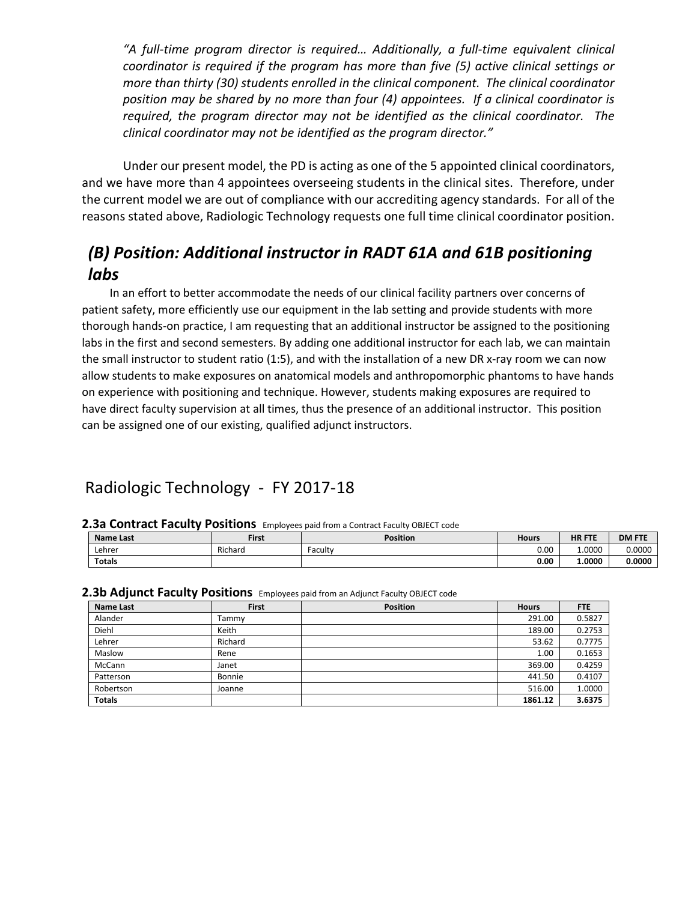*"A full-time program director is required… Additionally, a full-time equivalent clinical coordinator is required if the program has more than five (5) active clinical settings or more than thirty (30) students enrolled in the clinical component. The clinical coordinator position may be shared by no more than four (4) appointees. If a clinical coordinator is required, the program director may not be identified as the clinical coordinator. The clinical coordinator may not be identified as the program director."*

Under our present model, the PD is acting as one of the 5 appointed clinical coordinators, and we have more than 4 appointees overseeing students in the clinical sites. Therefore, under the current model we are out of compliance with our accrediting agency standards. For all of the reasons stated above, Radiologic Technology requests one full time clinical coordinator position.

## *(B) Position: Additional instructor in RADT 61A and 61B positioning labs*

In an effort to better accommodate the needs of our clinical facility partners over concerns of patient safety, more efficiently use our equipment in the lab setting and provide students with more thorough hands-on practice, I am requesting that an additional instructor be assigned to the positioning labs in the first and second semesters. By adding one additional instructor for each lab, we can maintain the small instructor to student ratio (1:5), and with the installation of a new DR x-ray room we can now allow students to make exposures on anatomical models and anthropomorphic phantoms to have hands on experience with positioning and technique. However, students making exposures are required to have direct faculty supervision at all times, thus the presence of an additional instructor. This position can be assigned one of our existing, qualified adjunct instructors.

# Radiologic Technology - FY 2017-18

**2.3a Contract Faculty Positions** Employees paid from a Contract Faculty OBJECT code

| Name Last | First | Position | Hours | HR FTE | DM FTE |
|---|---|---|---|---|---|
| Lehrer | Richard | Faculty | 0.00 | 1.0000 | 0.0000 |
| **Totals** | | | **0.00** | **1.0000** | **0.0000** |

**2.3b Adjunct Faculty Positions** Employees paid from an Adjunct Faculty OBJECT code

| Name Last | First | Position | Hours | FTE |
|---|---|---|---|---|
| Alander | Tammy | | 291.00 | 0.5827 |
| Diehl | Keith | | 189.00 | 0.2753 |
| Lehrer | Richard | | 53.62 | 0.7775 |
| Maslow | Rene | | 1.00 | 0.1653 |
| McCann | Janet | | 369.00 | 0.4259 |
| Patterson | Bonnie | | 441.50 | 0.4107 |
| Robertson | Joanne | | 516.00 | 1.0000 |
| **Totals** | | | **1861.12** | **3.6375** |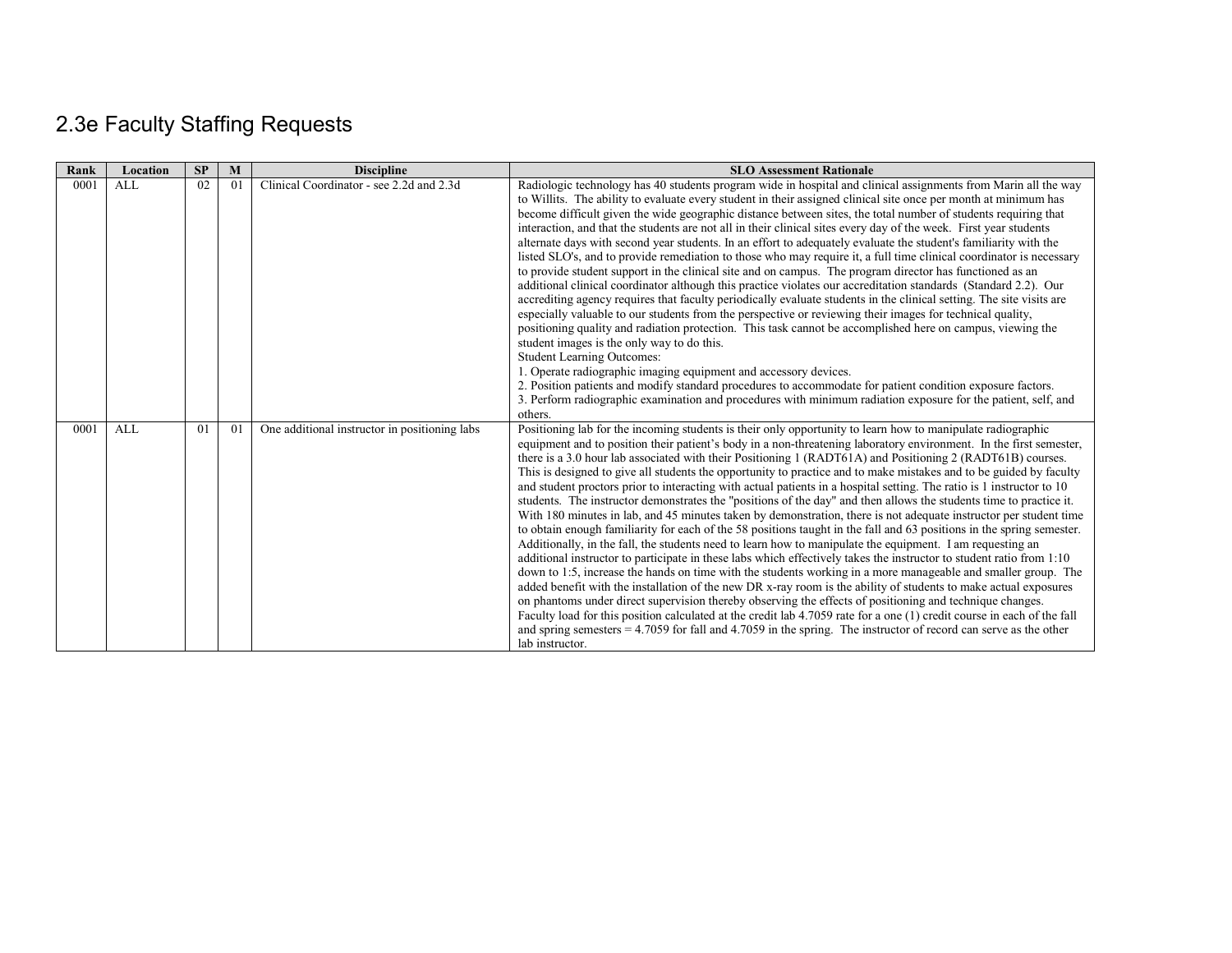## 2.3e Faculty Staffing Requests

| Rank | Location | SP | M | Discipline | SLO Assessment Rationale |
|---|---|---|---|---|---|
| 0001 | ALL | 02 | 01 | Clinical Coordinator - see 2.2d and 2.3d | Radiologic technology has 40 students program wide in hospital and clinical assignments from Marin all the way to Willits. The ability to evaluate every student in their assigned clinical site once per month at minimum has become difficult given the wide geographic distance between sites, the total number of students requiring that interaction, and that the students are not all in their clinical sites every day of the week. First year students alternate days with second year students. In an effort to adequately evaluate the student's familiarity with the listed SLO's, and to provide remediation to those who may require it, a full time clinical coordinator is necessary to provide student support in the clinical site and on campus. The program director has functioned as an additional clinical coordinator although this practice violates our accreditation standards (Standard 2.2). Our accrediting agency requires that faculty periodically evaluate students in the clinical setting. The site visits are especially valuable to our students from the perspective or reviewing their images for technical quality, positioning quality and radiation protection. This task cannot be accomplished here on campus, viewing the student images is the only way to do this.<br>Student Learning Outcomes:<br>1. Operate radiographic imaging equipment and accessory devices.<br>2. Position patients and modify standard procedures to accommodate for patient condition exposure factors.<br>3. Perform radiographic examination and procedures with minimum radiation exposure for the patient, self, and others. |
| 0001 | ALL | 01 | 01 | One additional instructor in positioning labs | Positioning lab for the incoming students is their only opportunity to learn how to manipulate radiographic equipment and to position their patient's body in a non-threatening laboratory environment. In the first semester, there is a 3.0 hour lab associated with their Positioning 1 (RADT61A) and Positioning 2 (RADT61B) courses. This is designed to give all students the opportunity to practice and to make mistakes and to be guided by faculty and student proctors prior to interacting with actual patients in a hospital setting. The ratio is 1 instructor to 10 students. The instructor demonstrates the "positions of the day" and then allows the students time to practice it. With 180 minutes in lab, and 45 minutes taken by demonstration, there is not adequate instructor per student time to obtain enough familiarity for each of the 58 positions taught in the fall and 63 positions in the spring semester. Additionally, in the fall, the students need to learn how to manipulate the equipment. I am requesting an additional instructor to participate in these labs which effectively takes the instructor to student ratio from 1:10 down to 1:5, increase the hands on time with the students working in a more manageable and smaller group. The added benefit with the installation of the new DR x-ray room is the ability of students to make actual exposures on phantoms under direct supervision thereby observing the effects of positioning and technique changes.<br>Faculty load for this position calculated at the credit lab 4.7059 rate for a one (1) credit course in each of the fall and spring semesters = 4.7059 for fall and 4.7059 in the spring. The instructor of record can serve as the other lab instructor. |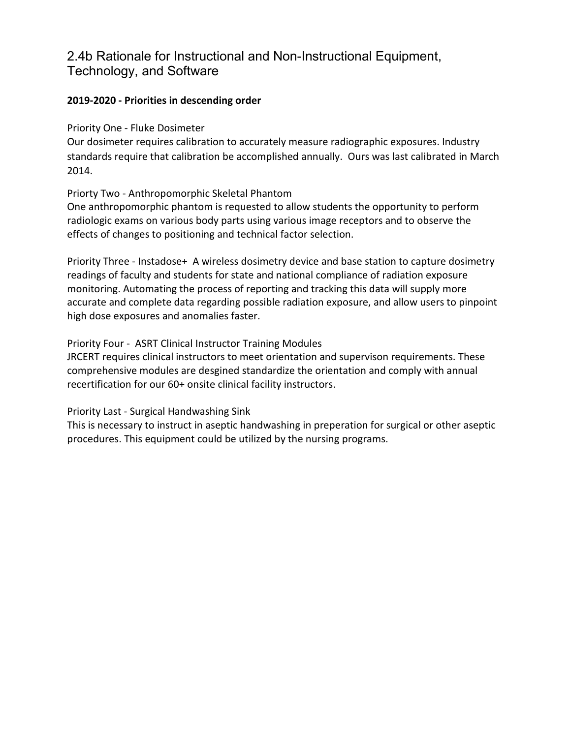## 2.4b Rationale for Instructional and Non-Instructional Equipment, Technology, and Software

**2019-2020 - Priorities in descending order**

Priority One - Fluke Dosimeter
Our dosimeter requires calibration to accurately measure radiographic exposures. Industry standards require that calibration be accomplished annually. Ours was last calibrated in March 2014.

Priorty Two - Anthropomorphic Skeletal Phantom
One anthropomorphic phantom is requested to allow students the opportunity to perform radiologic exams on various body parts using various image receptors and to observe the effects of changes to positioning and technical factor selection.

Priority Three - Instadose+ A wireless dosimetry device and base station to capture dosimetry readings of faculty and students for state and national compliance of radiation exposure monitoring. Automating the process of reporting and tracking this data will supply more accurate and complete data regarding possible radiation exposure, and allow users to pinpoint high dose exposures and anomalies faster.

Priority Four - ASRT Clinical Instructor Training Modules
JRCERT requires clinical instructors to meet orientation and supervison requirements. These comprehensive modules are desgined standardize the orientation and comply with annual recertification for our 60+ onsite clinical facility instructors.

Priority Last - Surgical Handwashing Sink
This is necessary to instruct in aseptic handwashing in preperation for surgical or other aseptic procedures. This equipment could be utilized by the nursing programs.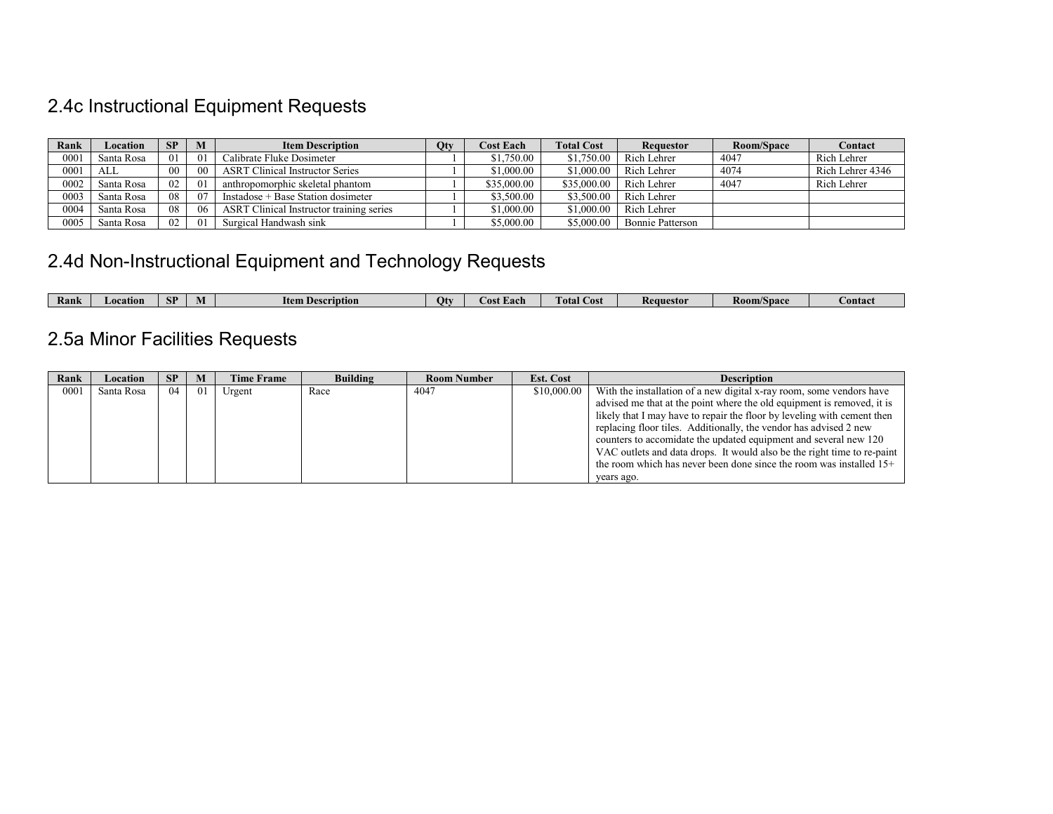## 2.4c Instructional Equipment Requests

| Rank | Location | SP | M | Item Description | Qty | Cost Each | Total Cost | Requestor | Room/Space | Contact |
|---|---|---|---|---|---|---|---|---|---|---|
| 0001 | Santa Rosa | 01 | 01 | Calibrate Fluke Dosimeter | 1 | $1,750.00 | $1,750.00 | Rich Lehrer | 4047 | Rich Lehrer |
| 0001 | ALL | 00 | 00 | ASRT Clinical Instructor Series | 1 | $1,000.00 | $1,000.00 | Rich Lehrer | 4074 | Rich Lehrer 4346 |
| 0002 | Santa Rosa | 02 | 01 | anthropomorphic skeletal phantom | 1 | $35,000.00 | $35,000.00 | Rich Lehrer | 4047 | Rich Lehrer |
| 0003 | Santa Rosa | 08 | 07 | Instadose + Base Station dosimeter | 1 | $3,500.00 | $3,500.00 | Rich Lehrer | | |
| 0004 | Santa Rosa | 08 | 06 | ASRT Clinical Instructor training series | 1 | $1,000.00 | $1,000.00 | Rich Lehrer | | |
| 0005 | Santa Rosa | 02 | 01 | Surgical Handwash sink | 1 | $5,000.00 | $5,000.00 | Bonnie Patterson | | |

## 2.4d Non-Instructional Equipment and Technology Requests

| Rank | Location | SP | M | Item Description | Qty | Cost Each | Total Cost | Requestor | Room/Space | Contact |
|---|---|---|---|---|---|---|---|---|---|---|

## 2.5a Minor Facilities Requests

| Rank | Location | SP | M | Time Frame | Building | Room Number | Est. Cost | Description |
|---|---|---|---|---|---|---|---|---|
| 0001 | Santa Rosa | 04 | 01 | Urgent | Race | 4047 | $10,000.00 | With the installation of a new digital x-ray room, some vendors have advised me that at the point where the old equipment is removed, it is likely that I may have to repair the floor by leveling with cement then replacing floor tiles. Additionally, the vendor has advised 2 new counters to accomidate the updated equipment and several new 120 VAC outlets and data drops. It would also be the right time to re-paint the room which has never been done since the room was installed 15+ years ago. |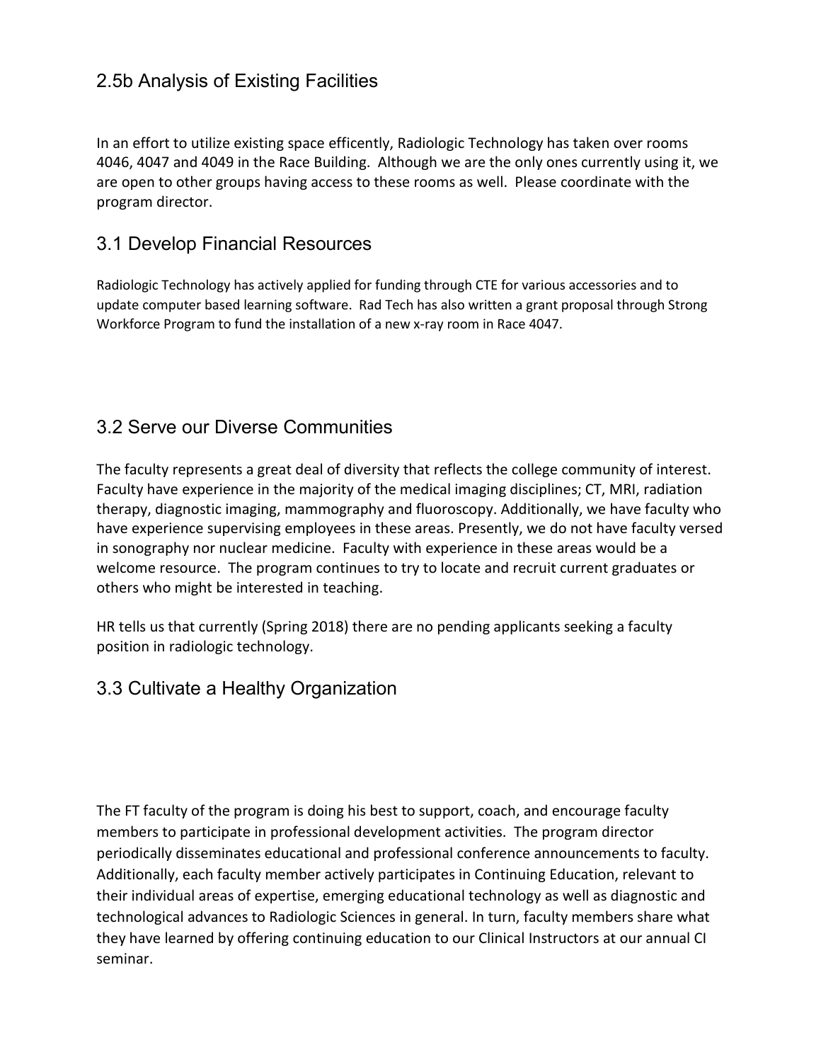## 2.5b Analysis of Existing Facilities

In an effort to utilize existing space efficently, Radiologic Technology has taken over rooms 4046, 4047 and 4049 in the Race Building. Although we are the only ones currently using it, we are open to other groups having access to these rooms as well. Please coordinate with the program director.

## 3.1 Develop Financial Resources

Radiologic Technology has actively applied for funding through CTE for various accessories and to update computer based learning software. Rad Tech has also written a grant proposal through Strong Workforce Program to fund the installation of a new x-ray room in Race 4047.

## 3.2 Serve our Diverse Communities

The faculty represents a great deal of diversity that reflects the college community of interest. Faculty have experience in the majority of the medical imaging disciplines; CT, MRI, radiation therapy, diagnostic imaging, mammography and fluoroscopy. Additionally, we have faculty who have experience supervising employees in these areas. Presently, we do not have faculty versed in sonography nor nuclear medicine. Faculty with experience in these areas would be a welcome resource. The program continues to try to locate and recruit current graduates or others who might be interested in teaching.

HR tells us that currently (Spring 2018) there are no pending applicants seeking a faculty position in radiologic technology.

## 3.3 Cultivate a Healthy Organization

The FT faculty of the program is doing his best to support, coach, and encourage faculty members to participate in professional development activities. The program director periodically disseminates educational and professional conference announcements to faculty. Additionally, each faculty member actively participates in Continuing Education, relevant to their individual areas of expertise, emerging educational technology as well as diagnostic and technological advances to Radiologic Sciences in general. In turn, faculty members share what they have learned by offering continuing education to our Clinical Instructors at our annual CI seminar.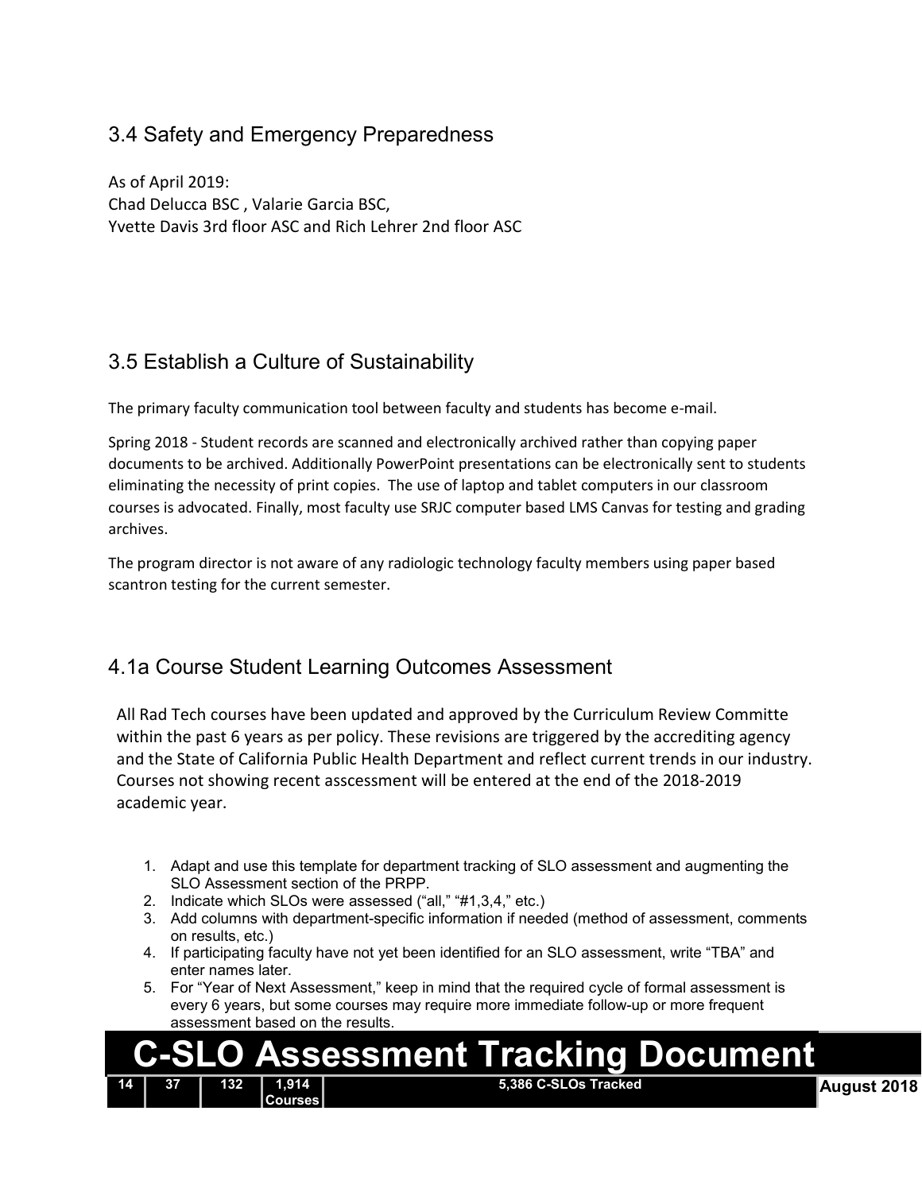## 3.4 Safety and Emergency Preparedness

As of April 2019:
Chad Delucca BSC , Valarie Garcia BSC,
Yvette Davis 3rd floor ASC and Rich Lehrer 2nd floor ASC

## 3.5 Establish a Culture of Sustainability

The primary faculty communication tool between faculty and students has become e-mail.

Spring 2018 - Student records are scanned and electronically archived rather than copying paper documents to be archived. Additionally PowerPoint presentations can be electronically sent to students eliminating the necessity of print copies. The use of laptop and tablet computers in our classroom courses is advocated. Finally, most faculty use SRJC computer based LMS Canvas for testing and grading archives.

The program director is not aware of any radiologic technology faculty members using paper based scantron testing for the current semester.

## 4.1a Course Student Learning Outcomes Assessment

All Rad Tech courses have been updated and approved by the Curriculum Review Committe within the past 6 years as per policy. These revisions are triggered by the accrediting agency and the State of California Public Health Department and reflect current trends in our industry. Courses not showing recent asscessment will be entered at the end of the 2018-2019 academic year.

1. Adapt and use this template for department tracking of SLO assessment and augmenting the SLO Assessment section of the PRPP.
2. Indicate which SLOs were assessed ("all," "#1,3,4," etc.)
3. Add columns with department-specific information if needed (method of assessment, comments on results, etc.)
4. If participating faculty have not yet been identified for an SLO assessment, write "TBA" and enter names later.
5. For "Year of Next Assessment," keep in mind that the required cycle of formal assessment is every 6 years, but some courses may require more immediate follow-up or more frequent assessment based on the results.

# C-SLO Assessment Tracking Document

| 14 | 37 | 132 | 1,914 Courses | 5,386 C-SLOs Tracked | August 2018 |
|---|---|---|---|---|---|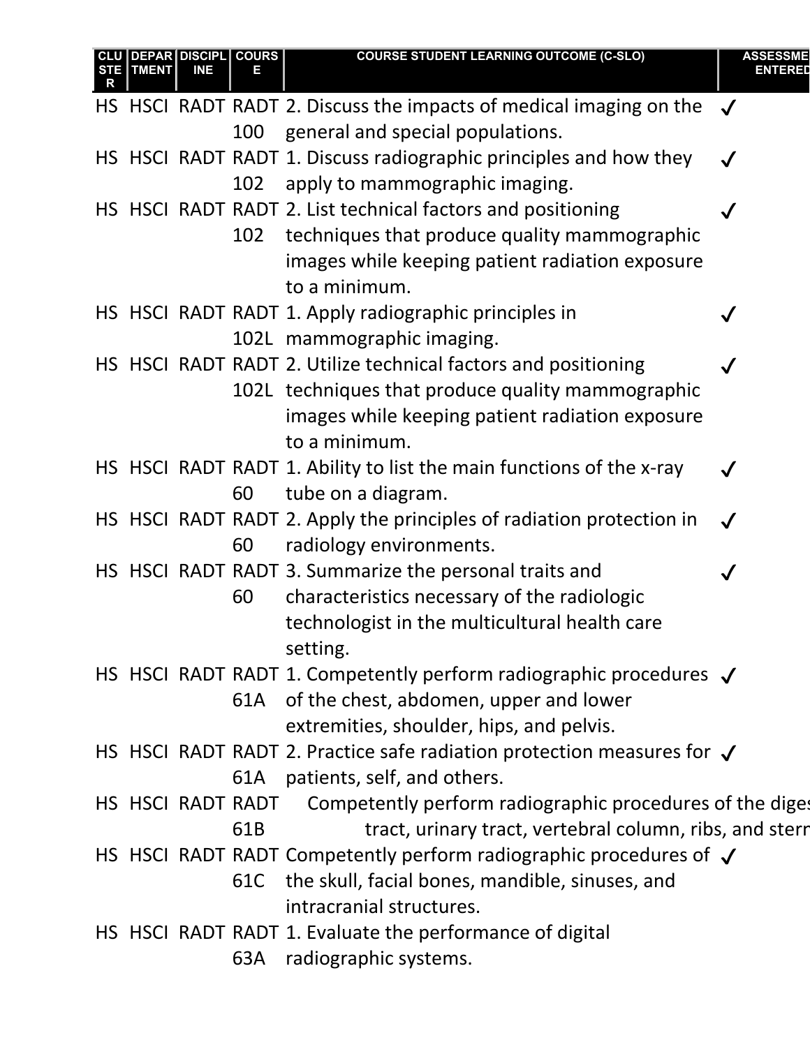| CLUSTER | DEPARTMENT | DISCIPLINE | COURSE | COURSE STUDENT LEARNING OUTCOME (C-SLO) | ASSESSMENT ENTERED |
|---|---|---|---|---|---|
| HS | HSCI | RADT | RADT 100 | 2. Discuss the impacts of medical imaging on the general and special populations. | ✓ |
| HS | HSCI | RADT | RADT 102 | 1. Discuss radiographic principles and how they apply to mammographic imaging. | ✓ |
| HS | HSCI | RADT | RADT 102 | 2. List technical factors and positioning techniques that produce quality mammographic images while keeping patient radiation exposure to a minimum. | ✓ |
| HS | HSCI | RADT | RADT 102L | 1. Apply radiographic principles in mammographic imaging. | ✓ |
| HS | HSCI | RADT | RADT 102L | 2. Utilize technical factors and positioning techniques that produce quality mammographic images while keeping patient radiation exposure to a minimum. | ✓ |
| HS | HSCI | RADT | RADT 60 | 1. Ability to list the main functions of the x-ray tube on a diagram. | ✓ |
| HS | HSCI | RADT | RADT 60 | 2. Apply the principles of radiation protection in radiology environments. | ✓ |
| HS | HSCI | RADT | RADT 60 | 3. Summarize the personal traits and characteristics necessary of the radiologic technologist in the multicultural health care setting. | ✓ |
| HS | HSCI | RADT | RADT 61A | 1. Competently perform radiographic procedures of the chest, abdomen, upper and lower extremities, shoulder, hips, and pelvis. | ✓ |
| HS | HSCI | RADT | RADT 61A | 2. Practice safe radiation protection measures for patients, self, and others. | ✓ |
| HS | HSCI | RADT | RADT 61B | Competently perform radiographic procedures of the diges tract, urinary tract, vertebral column, ribs, and stern | |
| HS | HSCI | RADT | RADT 61C | Competently perform radiographic procedures of the skull, facial bones, mandible, sinuses, and intracranial structures. | ✓ |
| HS | HSCI | RADT | RADT 63A | 1. Evaluate the performance of digital radiographic systems. | |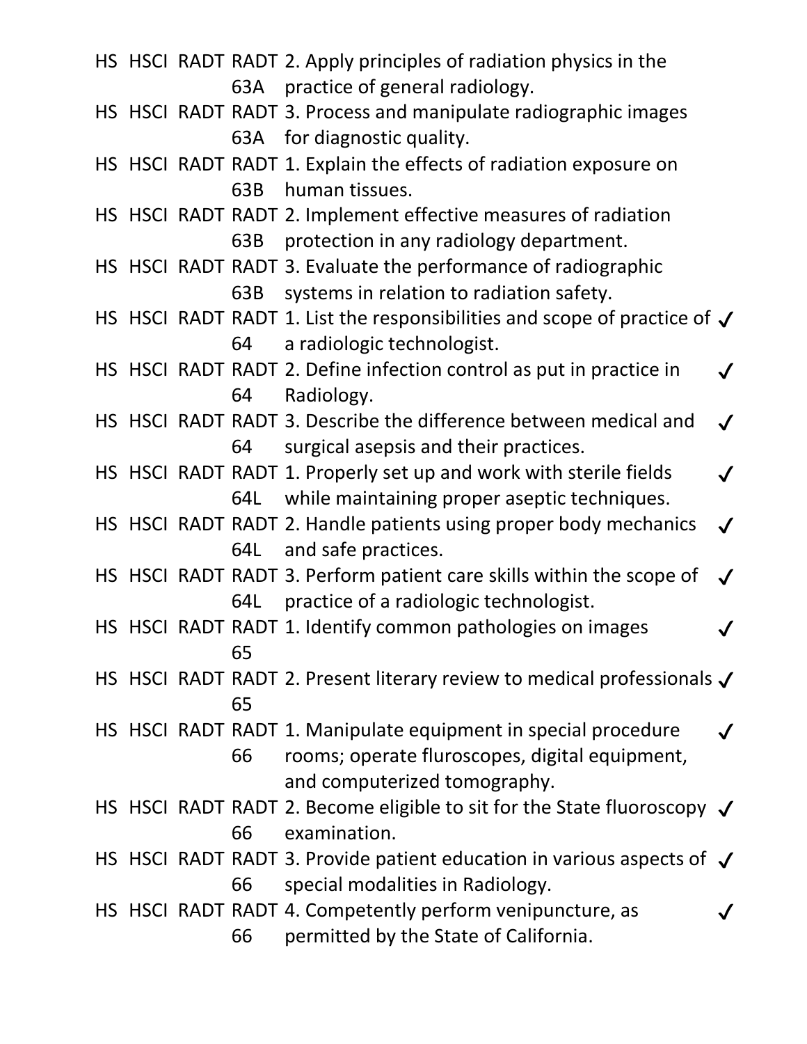| | | | | | |
|---|---|---|---|---|---|
| HS | HSCI | RADT | RADT 63A | 2. Apply principles of radiation physics in the practice of general radiology. | |
| HS | HSCI | RADT | RADT 63A | 3. Process and manipulate radiographic images for diagnostic quality. | |
| HS | HSCI | RADT | RADT 63B | 1. Explain the effects of radiation exposure on human tissues. | |
| HS | HSCI | RADT | RADT 63B | 2. Implement effective measures of radiation protection in any radiology department. | |
| HS | HSCI | RADT | RADT 63B | 3. Evaluate the performance of radiographic systems in relation to radiation safety. | |
| HS | HSCI | RADT | RADT 64 | 1. List the responsibilities and scope of practice of a radiologic technologist. | ✓ |
| HS | HSCI | RADT | RADT 64 | 2. Define infection control as put in practice in Radiology. | ✓ |
| HS | HSCI | RADT | RADT 64 | 3. Describe the difference between medical and surgical asepsis and their practices. | ✓ |
| HS | HSCI | RADT | RADT 64L | 1. Properly set up and work with sterile fields while maintaining proper aseptic techniques. | ✓ |
| HS | HSCI | RADT | RADT 64L | 2. Handle patients using proper body mechanics and safe practices. | ✓ |
| HS | HSCI | RADT | RADT 64L | 3. Perform patient care skills within the scope of practice of a radiologic technologist. | ✓ |
| HS | HSCI | RADT | RADT 65 | 1. Identify common pathologies on images | ✓ |
| HS | HSCI | RADT | RADT 65 | 2. Present literary review to medical professionals | ✓ |
| HS | HSCI | RADT | RADT 66 | 1. Manipulate equipment in special procedure rooms; operate fluroscopes, digital equipment, and computerized tomography. | ✓ |
| HS | HSCI | RADT | RADT 66 | 2. Become eligible to sit for the State fluoroscopy examination. | ✓ |
| HS | HSCI | RADT | RADT 66 | 3. Provide patient education in various aspects of special modalities in Radiology. | ✓ |
| HS | HSCI | RADT | RADT 66 | 4. Competently perform venipuncture, as permitted by the State of California. | ✓ |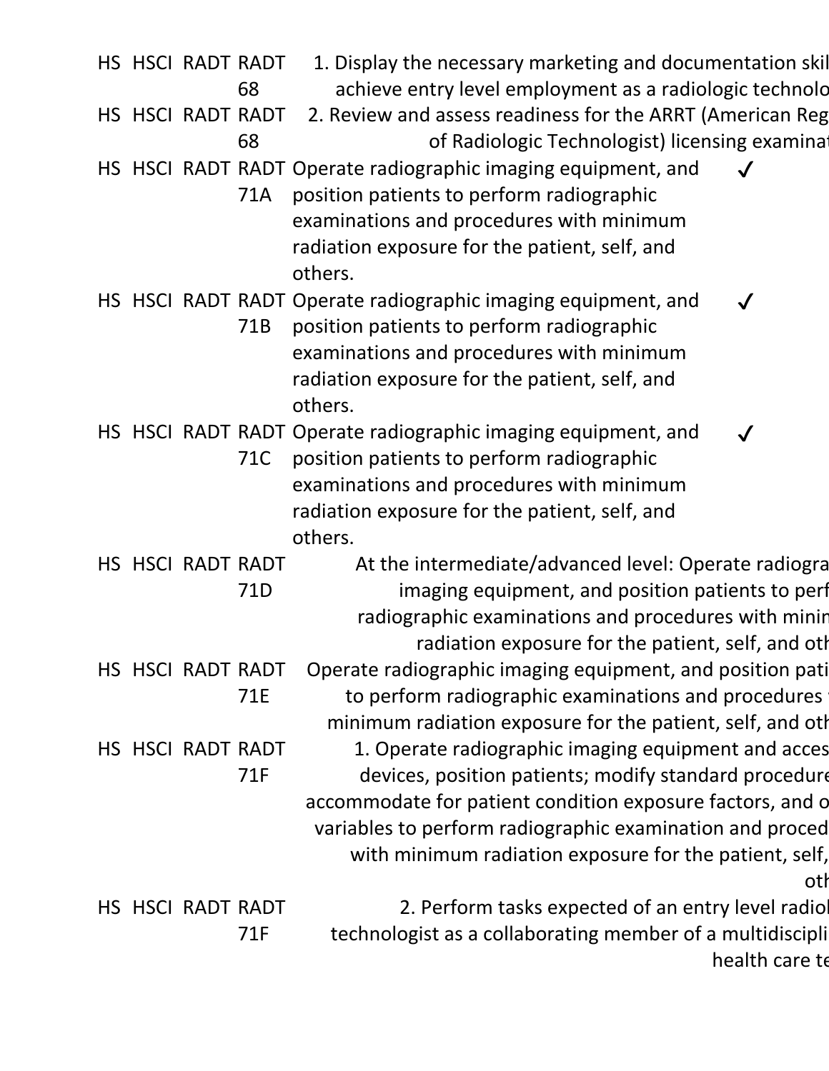| | | | | | |
|---|---|---|---|---|---|
| HS | HSCI | RADT | RADT 68 | 1. Display the necessary marketing and documentation skil achieve entry level employment as a radiologic technolo | |
| HS | HSCI | RADT | RADT 68 | 2. Review and assess readiness for the ARRT (American Reg of Radiologic Technologist) licensing examinat | |
| HS | HSCI | RADT | RADT 71A | Operate radiographic imaging equipment, and position patients to perform radiographic examinations and procedures with minimum radiation exposure for the patient, self, and others. | ✓ |
| HS | HSCI | RADT | RADT 71B | Operate radiographic imaging equipment, and position patients to perform radiographic examinations and procedures with minimum radiation exposure for the patient, self, and others. | ✓ |
| HS | HSCI | RADT | RADT 71C | Operate radiographic imaging equipment, and position patients to perform radiographic examinations and procedures with minimum radiation exposure for the patient, self, and others. | ✓ |
| HS | HSCI | RADT | RADT 71D | At the intermediate/advanced level: Operate radiogra imaging equipment, and position patients to perf radiographic examinations and procedures with minin radiation exposure for the patient, self, and oth | |
| HS | HSCI | RADT | RADT 71E | Operate radiographic imaging equipment, and position pati to perform radiographic examinations and procedures minimum radiation exposure for the patient, self, and oth | |
| HS | HSCI | RADT | RADT 71F | 1. Operate radiographic imaging equipment and acces devices, position patients; modify standard procedure accommodate for patient condition exposure factors, and o variables to perform radiographic examination and proced with minimum radiation exposure for the patient, self, oth | |
| HS | HSCI | RADT | RADT 71F | 2. Perform tasks expected of an entry level radiol technologist as a collaborating member of a multidiscipli health care te | |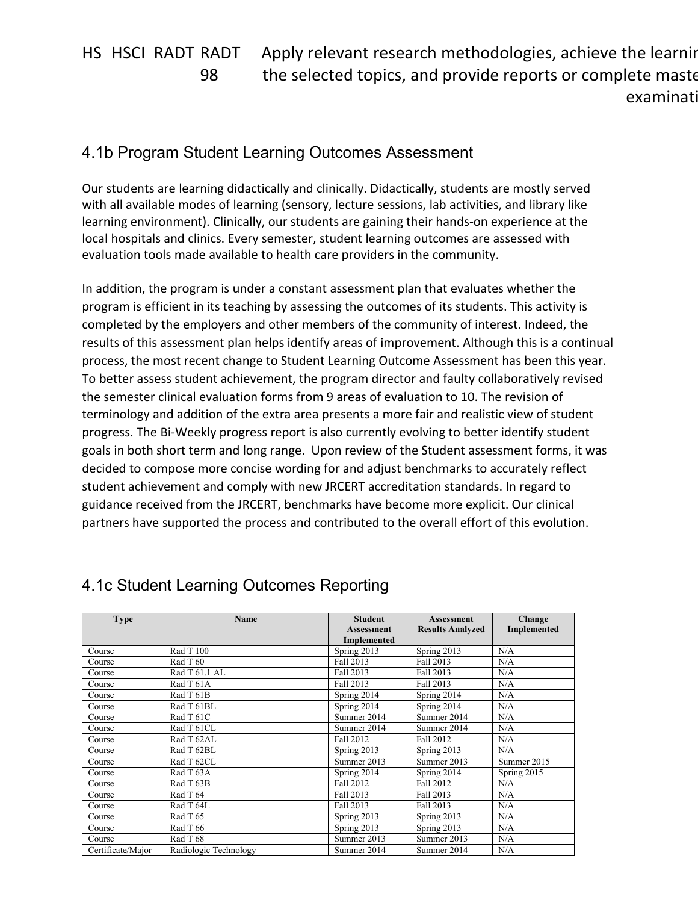| HS | HSCI | RADT | RADT 98 | Apply relevant research methodologies, achieve the learnin the selected topics, and provide reports or complete maste examinati |
|---|---|---|---|---|

## 4.1b Program Student Learning Outcomes Assessment

Our students are learning didactically and clinically. Didactically, students are mostly served with all available modes of learning (sensory, lecture sessions, lab activities, and library like learning environment). Clinically, our students are gaining their hands-on experience at the local hospitals and clinics. Every semester, student learning outcomes are assessed with evaluation tools made available to health care providers in the community.

In addition, the program is under a constant assessment plan that evaluates whether the program is efficient in its teaching by assessing the outcomes of its students. This activity is completed by the employers and other members of the community of interest. Indeed, the results of this assessment plan helps identify areas of improvement. Although this is a continual process, the most recent change to Student Learning Outcome Assessment has been this year. To better assess student achievement, the program director and faulty collaboratively revised the semester clinical evaluation forms from 9 areas of evaluation to 10. The revision of terminology and addition of the extra area presents a more fair and realistic view of student progress. The Bi-Weekly progress report is also currently evolving to better identify student goals in both short term and long range. Upon review of the Student assessment forms, it was decided to compose more concise wording for and adjust benchmarks to accurately reflect student achievement and comply with new JRCERT accreditation standards. In regard to guidance received from the JRCERT, benchmarks have become more explicit. Our clinical partners have supported the process and contributed to the overall effort of this evolution.

## 4.1c Student Learning Outcomes Reporting

| Type | Name | Student Assessment Implemented | Assessment Results Analyzed | Change Implemented |
|---|---|---|---|---|
| Course | Rad T 100 | Spring 2013 | Spring 2013 | N/A |
| Course | Rad T 60 | Fall 2013 | Fall 2013 | N/A |
| Course | Rad T 61.1 AL | Fall 2013 | Fall 2013 | N/A |
| Course | Rad T 61A | Fall 2013 | Fall 2013 | N/A |
| Course | Rad T 61B | Spring 2014 | Spring 2014 | N/A |
| Course | Rad T 61BL | Spring 2014 | Spring 2014 | N/A |
| Course | Rad T 61C | Summer 2014 | Summer 2014 | N/A |
| Course | Rad T 61CL | Summer 2014 | Summer 2014 | N/A |
| Course | Rad T 62AL | Fall 2012 | Fall 2012 | N/A |
| Course | Rad T 62BL | Spring 2013 | Spring 2013 | N/A |
| Course | Rad T 62CL | Summer 2013 | Summer 2013 | Summer 2015 |
| Course | Rad T 63A | Spring 2014 | Spring 2014 | Spring 2015 |
| Course | Rad T 63B | Fall 2012 | Fall 2012 | N/A |
| Course | Rad T 64 | Fall 2013 | Fall 2013 | N/A |
| Course | Rad T 64L | Fall 2013 | Fall 2013 | N/A |
| Course | Rad T 65 | Spring 2013 | Spring 2013 | N/A |
| Course | Rad T 66 | Spring 2013 | Spring 2013 | N/A |
| Course | Rad T 68 | Summer 2013 | Summer 2013 | N/A |
| Certificate/Major | Radiologic Technology | Summer 2014 | Summer 2014 | N/A |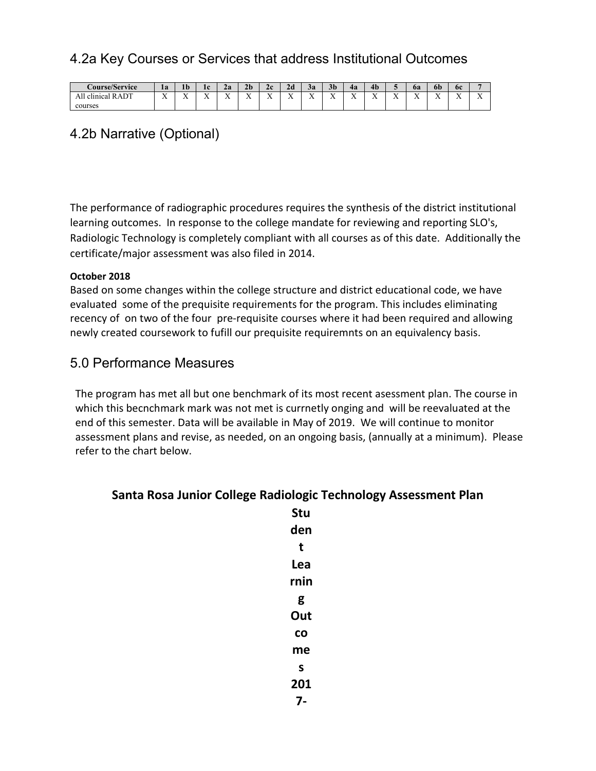## 4.2a Key Courses or Services that address Institutional Outcomes

| Course/Service | 1a | 1b | 1c | 2a | 2b | 2c | 2d | 3a | 3b | 4a | 4b | 5 | 6a | 6b | 6c | 7 |
|---|---|---|---|---|---|---|---|---|---|---|---|---|---|---|---|---|
| All clinical RADT courses | X | X | X | X | X | X | X | X | X | X | X | X | X | X | X | X |

## 4.2b Narrative (Optional)

The performance of radiographic procedures requires the synthesis of the district institutional learning outcomes. In response to the college mandate for reviewing and reporting SLO's, Radiologic Technology is completely compliant with all courses as of this date. Additionally the certificate/major assessment was also filed in 2014.

**October 2018**
Based on some changes within the college structure and district educational code, we have evaluated some of the prequisite requirements for the program. This includes eliminating recency of on two of the four pre-requisite courses where it had been required and allowing newly created coursework to fufill our prequisite requiremnts on an equivalency basis.

## 5.0 Performance Measures

The program has met all but one benchmark of its most recent asessment plan. The course in which this becnchmark mark was not met is currnetly onging and will be reevaluated at the end of this semester. Data will be available in May of 2019. We will continue to monitor assessment plans and revise, as needed, on an ongoing basis, (annually at a minimum). Please refer to the chart below.

**Santa Rosa Junior College Radiologic Technology Assessment Plan**

**Student Learning Outcomes 2017-**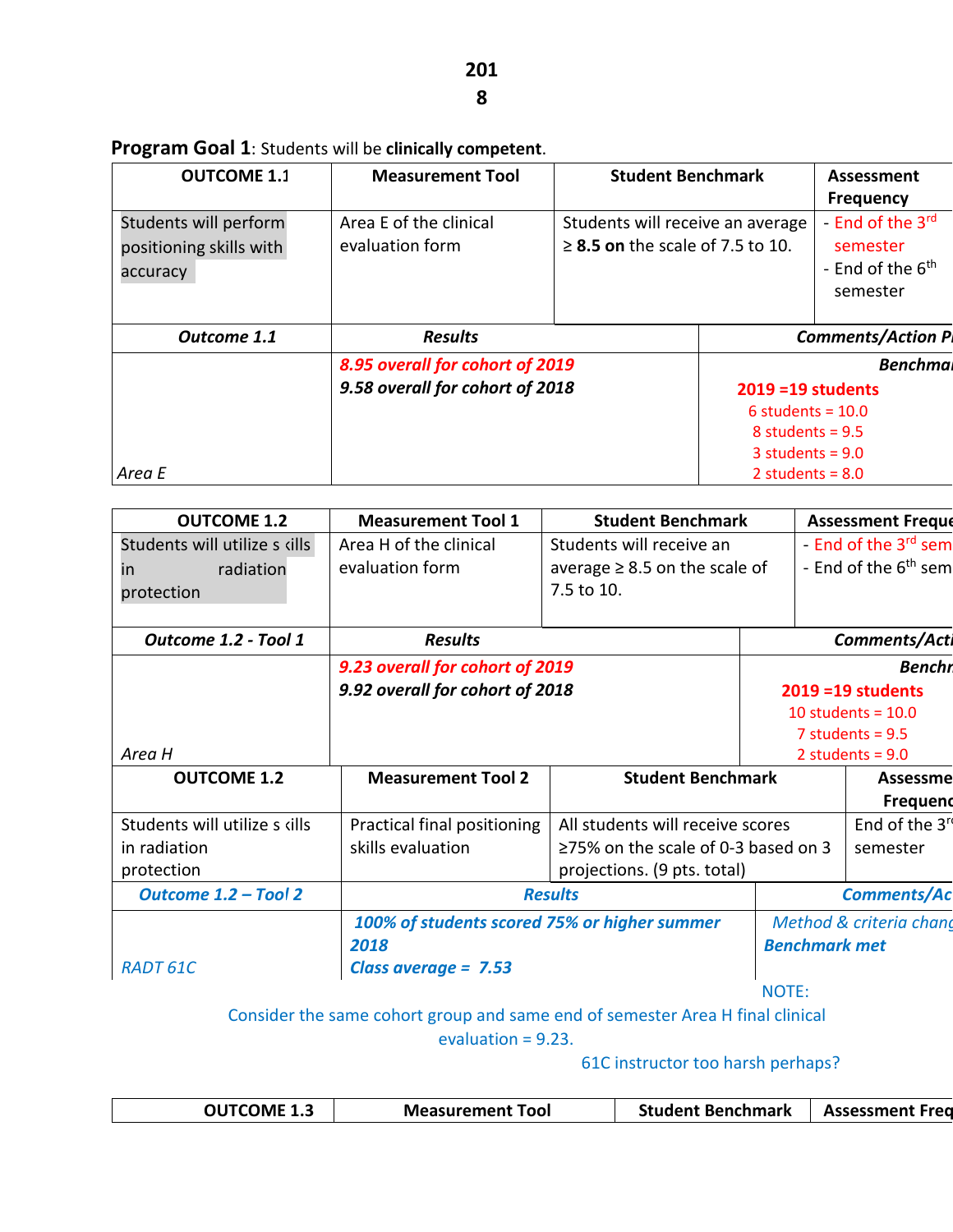**2018**

**Program Goal 1**: Students will be **clinically competent**.

| OUTCOME 1.1 | Measurement Tool | Student Benchmark | Assessment Frequency |
|---|---|---|---|
| Students will perform positioning skills with accuracy | Area E of the clinical evaluation form | Students will receive an average ≥ **8.5 on** the scale of 7.5 to 10. | - End of the 3rd semester<br>- End of the 6th semester |

| *Outcome 1.1* | *Results* | *Comments/Action P* |
|---|---|---|
| *Area E* | ***8.95 overall for cohort of 2019***<br>***9.58 overall for cohort of 2018*** | ***Benchma***<br>**2019 =19 students**<br>6 students = 10.0<br>8 students = 9.5<br>3 students = 9.0<br>2 students = 8.0 |

| OUTCOME 1.2 | Measurement Tool 1 | Student Benchmark | Assessment Freque |
|---|---|---|---|
| Students will utilize s kills in radiation protection | Area H of the clinical evaluation form | Students will receive an average ≥ 8.5 on the scale of 7.5 to 10. | - End of the 3rd sem<br>- End of the 6th sem |

| *Outcome 1.2 - Tool 1* | *Results* | *Comments/Acti* |
|---|---|---|
| *Area H* | ***9.23 overall for cohort of 2019***<br>***9.92 overall for cohort of 2018*** | ***Benchr***<br>**2019 =19 students**<br>10 students = 10.0<br>7 students = 9.5<br>2 students = 9.0 |

| OUTCOME 1.2 | Measurement Tool 2 | Student Benchmark | Assessme Frequenc |
|---|---|---|---|
| Students will utilize s kills in radiation protection | Practical final positioning skills evaluation | All students will receive scores ≥75% on the scale of 0-3 based on 3 projections. (9 pts. total) | End of the 3rd semester |

| *Outcome 1.2 – Tool 2* | *Results* | *Comments/Ac* |
|---|---|---|
| *RADT 61C* | ***100% of students scored 75% or higher summer 2018***<br>***Class average = 7.53*** | *Method & criteria chang*<br>***Benchmark met*** |

NOTE:
Consider the same cohort group and same end of semester Area H final clinical evaluation = 9.23.
61C instructor too harsh perhaps?

| OUTCOME 1.3 | Measurement Tool | Student Benchmark | Assessment Freq |
|---|---|---|---|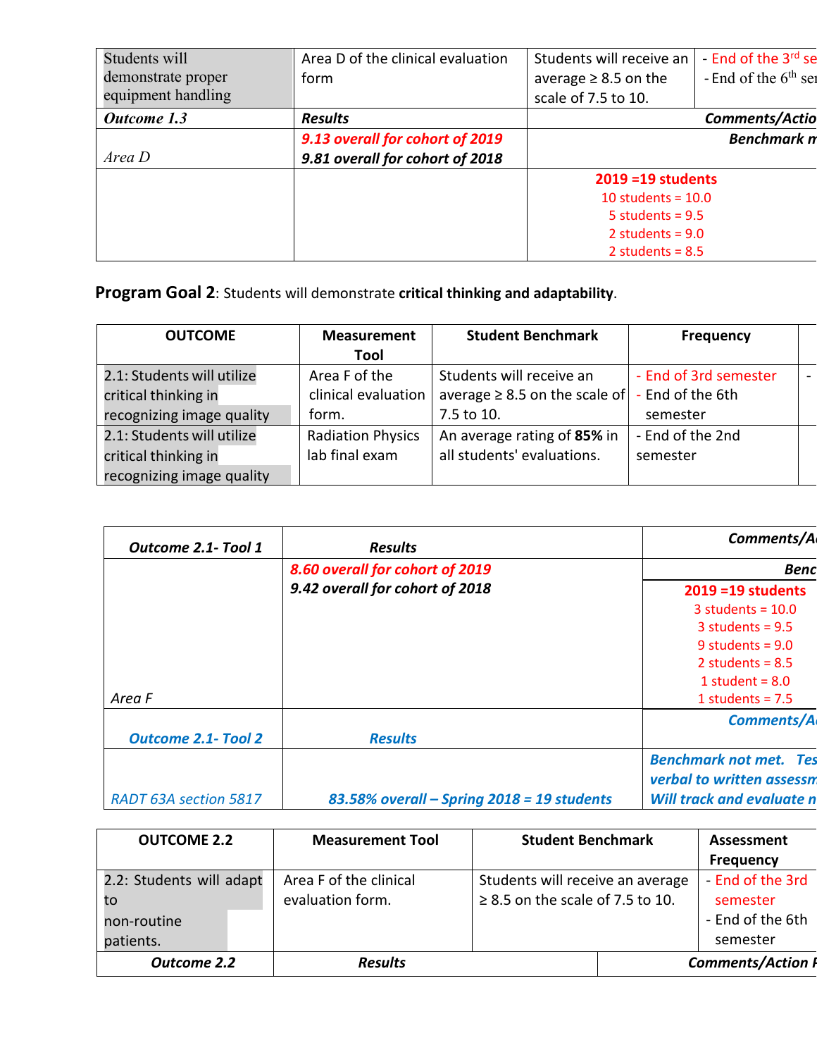| Students will demonstrate proper equipment handling | Area D of the clinical evaluation form | Students will receive an average ≥ 8.5 on the scale of 7.5 to 10. | - End of the 3rd se<br>- End of the 6th ser |
|---|---|---|---|
| ***Outcome 1.3*** | ***Results*** | ***Comments/Actio*** | |
| *Area D* | ***9.13 overall for cohort of 2019***<br>***9.81 overall for cohort of 2018*** | ***Benchmark m*** | |
| | | **2019 =19 students**<br>10 students = 10.0<br>5 students = 9.5<br>2 students = 9.0<br>2 students = 8.5 | |

**Program Goal 2**: Students will demonstrate **critical thinking and adaptability**.

| OUTCOME | Measurement Tool | Student Benchmark | Frequency | |
|---|---|---|---|---|
| 2.1: Students will utilize critical thinking in recognizing image quality | Area F of the clinical evaluation form. | Students will receive an average ≥ 8.5 on the scale of 7.5 to 10. | - End of 3rd semester<br>- End of the 6th semester | - |
| 2.1: Students will utilize critical thinking in recognizing image quality | Radiation Physics lab final exam | An average rating of **85%** in all students' evaluations. | - End of the 2nd semester | |

| ***Outcome 2.1- Tool 1*** | ***Results*** | ***Comments/A*** |
|---|---|---|
| *Area F* | ***8.60 overall for cohort of 2019***<br>***9.42 overall for cohort of 2018*** | ***Benc***<br>**2019 =19 students**<br>3 students = 10.0<br>3 students = 9.5<br>9 students = 9.0<br>2 students = 8.5<br>1 student = 8.0<br>1 students = 7.5 |
| ***Outcome 2.1- Tool 2*** | ***Results*** | ***Comments/A*** |
| *RADT 63A section 5817* | ***83.58% overall – Spring 2018 = 19 students*** | ***Benchmark not met. Tes verbal to written assessm Will track and evaluate n*** |

| OUTCOME 2.2 | Measurement Tool | Student Benchmark | Assessment Frequency |
|---|---|---|---|
| 2.2: Students will adapt to non-routine patients. | Area F of the clinical evaluation form. | Students will receive an average ≥ 8.5 on the scale of 7.5 to 10. | - End of the 3rd semester<br>- End of the 6th semester |
| ***Outcome 2.2*** | ***Results*** | ***Comments/Action P*** | |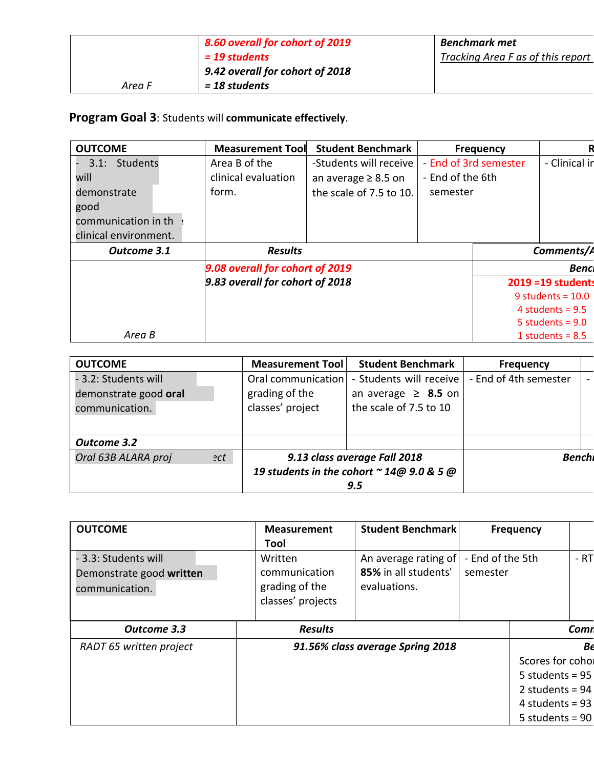| Area F | 8.60 overall for cohort of 2019 = 19 students 9.42 overall for cohort of 2018 = 18 students | Benchmark met *Tracking Area F as of this report* |
|---|---|---|

## Program Goal 3: Students will **communicate effectively**.

| OUTCOME | Measurement Tool | Student Benchmark | Frequency | R |
|---|---|---|---|---|
| - 3.1: Students will demonstrate good communication in the clinical environment. | Area B of the clinical evaluation form. | -Students will receive an average ≥ 8.5 on the scale of 7.5 to 10. | - End of 3rd semester - End of the 6th semester | - Clinical in |

| Outcome 3.1 | Results | Comments/A |
|---|---|---|
| Area B | *9.08 overall for cohort of 2019* *9.83 overall for cohort of 2018* | **Benc** **2019 =19 students** 9 students = 10.0 4 students = 9.5 5 students = 9.0 1 students = 8.5 |

| OUTCOME | Measurement Tool | Student Benchmark | Frequency | |
|---|---|---|---|---|
| - 3.2: Students will demonstrate good **oral** communication. | Oral communication grading of the classes' project | - Students will receive an average ≥ **8.5** on the scale of 7.5 to 10 | - End of 4th semester | - |
| ***Outcome 3.2*** | | | | |
| *Oral 63B ALARA project* | ***9.13 class average Fall 2018*** ***19 students in the cohort ~ 14@ 9.0 & 5 @ 9.5*** | | ***Bench*** | |

| OUTCOME | Measurement Tool | Student Benchmark | Frequency | |
|---|---|---|---|---|
| - 3.3: Students will Demonstrate good **written** communication. | Written communication grading of the classes' projects | An average rating of **85%** in all students' evaluations. | - End of the 5th semester | - RT |

| Outcome 3.3 | Results | Comm |
|---|---|---|
| *RADT 65 written project* | ***91.56% class average Spring 2018*** | ***Be*** Scores for coho 5 students = 95 2 students = 94 4 students = 93 5 students = 90 |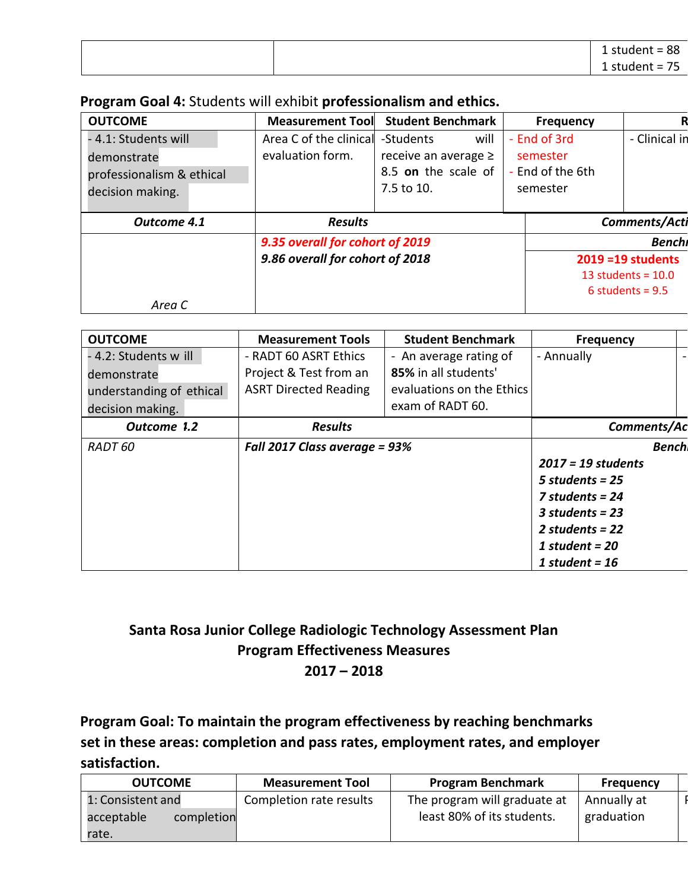| | | 1 student = 88<br>1 student = 75 |
|---|---|---|

**Program Goal 4:** Students will exhibit **professionalism and ethics.**

| OUTCOME | Measurement Tool | Student Benchmark | Frequency | R |
|---|---|---|---|---|
| - 4.1: Students will demonstrate professionalism & ethical decision making. | Area C of the clinical evaluation form. | -Students will receive an average ≥ 8.5 **on** the scale of 7.5 to 10. | - End of 3rd semester<br>- End of the 6th semester | - Clinical in |
| ***Outcome 4.1*** | ***Results*** | | ***Comments/Acti*** | |
| *Area C* | ***9.35 overall for cohort of 2019***<br>***9.86 overall for cohort of 2018*** | | ***Bench***<br>**2019 =19 students**<br>13 students = 10.0<br>6 students = 9.5 | |

| OUTCOME | Measurement Tools | Student Benchmark | Frequency | |
|---|---|---|---|---|
| - 4.2: Students w ill demonstrate understanding of ethical decision making. | - RADT 60 ASRT Ethics Project & Test from an ASRT Directed Reading | - An average rating of **85%** in all students' evaluations on the Ethics exam of RADT 60. | - Annually | - |
| ***Outcome 4.2*** | ***Results*** | | ***Comments/Ac*** | |
| *RADT 60* | ***Fall 2017 Class average = 93%*** | | ***Bench***<br>***2017 = 19 students***<br>***5 students = 25***<br>***7 students = 24***<br>***3 students = 23***<br>***2 students = 22***<br>***1 student = 20***<br>***1 student = 16*** | |

**Santa Rosa Junior College Radiologic Technology Assessment Plan**
**Program Effectiveness Measures**
**2017 – 2018**

**Program Goal: To maintain the program effectiveness by reaching benchmarks set in these areas: completion and pass rates, employment rates, and employer satisfaction.**

| OUTCOME | Measurement Tool | Program Benchmark | Frequency | |
|---|---|---|---|---|
| 1: Consistent and acceptable completion rate. | Completion rate results | The program will graduate at least 80% of its students. | Annually at graduation | F |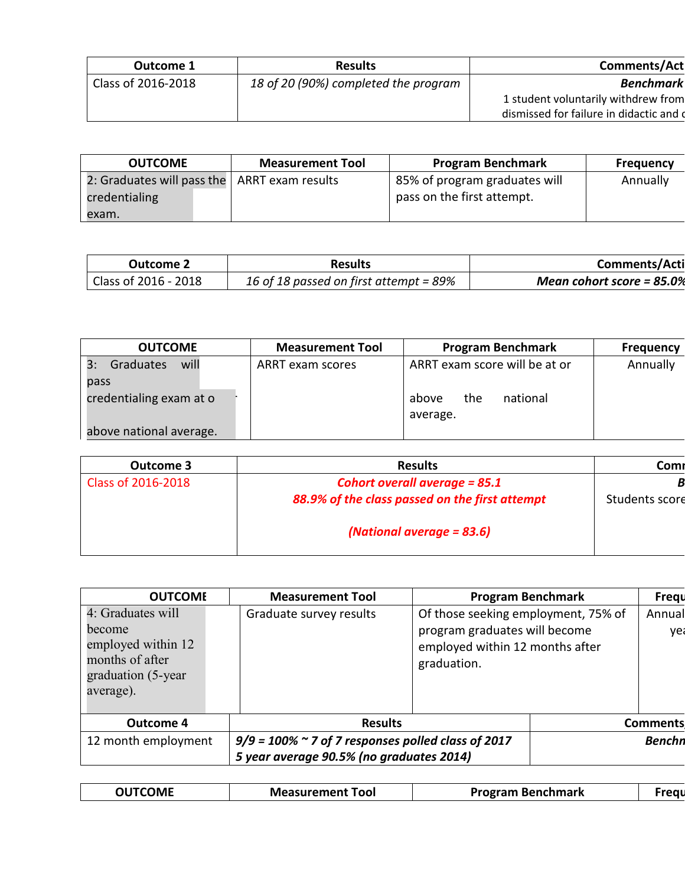| Outcome 1 | Results | Comments/Act |
|---|---|---|
| Class of 2016-2018 | *18 of 20 (90%) completed the program* | ***Benchmark*** 1 student voluntarily withdrew from dismissed for failure in didactic and c |

| OUTCOME | Measurement Tool | Program Benchmark | Frequency |
|---|---|---|---|
| 2: Graduates will pass the credentialing exam. | ARRT exam results | 85% of program graduates will pass on the first attempt. | Annually |

| Outcome 2 | Results | Comments/Acti |
|---|---|---|
| Class of 2016 - 2018 | *16 of 18 passed on first attempt = 89%* | ***Mean cohort score = 85.0%*** |

| OUTCOME | Measurement Tool | Program Benchmark | Frequency |
|---|---|---|---|
| 3: Graduates will pass credentialing exam at o above national average. | ARRT exam scores | ARRT exam score will be at or above the national average. | Annually |

| Outcome 3 | Results | Comm |
|---|---|---|
| Class of 2016-2018 | ***Cohort overall average = 85.1*** ***88.9% of the class passed on the first attempt*** ***(National average = 83.6)*** | ***B*** Students score |

| OUTCOME | Measurement Tool | Program Benchmark | Frequ |
|---|---|---|---|
| 4: Graduates will become employed within 12 months of after graduation (5-year average). | Graduate survey results | Of those seeking employment, 75% of program graduates will become employed within 12 months after graduation. | Annual yea |

| Outcome 4 | Results | Comments |
|---|---|---|
| 12 month employment | ***9/9 = 100% ~ 7 of 7 responses polled class of 2017*** ***5 year average 90.5% (no graduates 2014)*** | ***Benchm*** |

| OUTCOME | Measurement Tool | Program Benchmark | Frequ |
|---|---|---|---|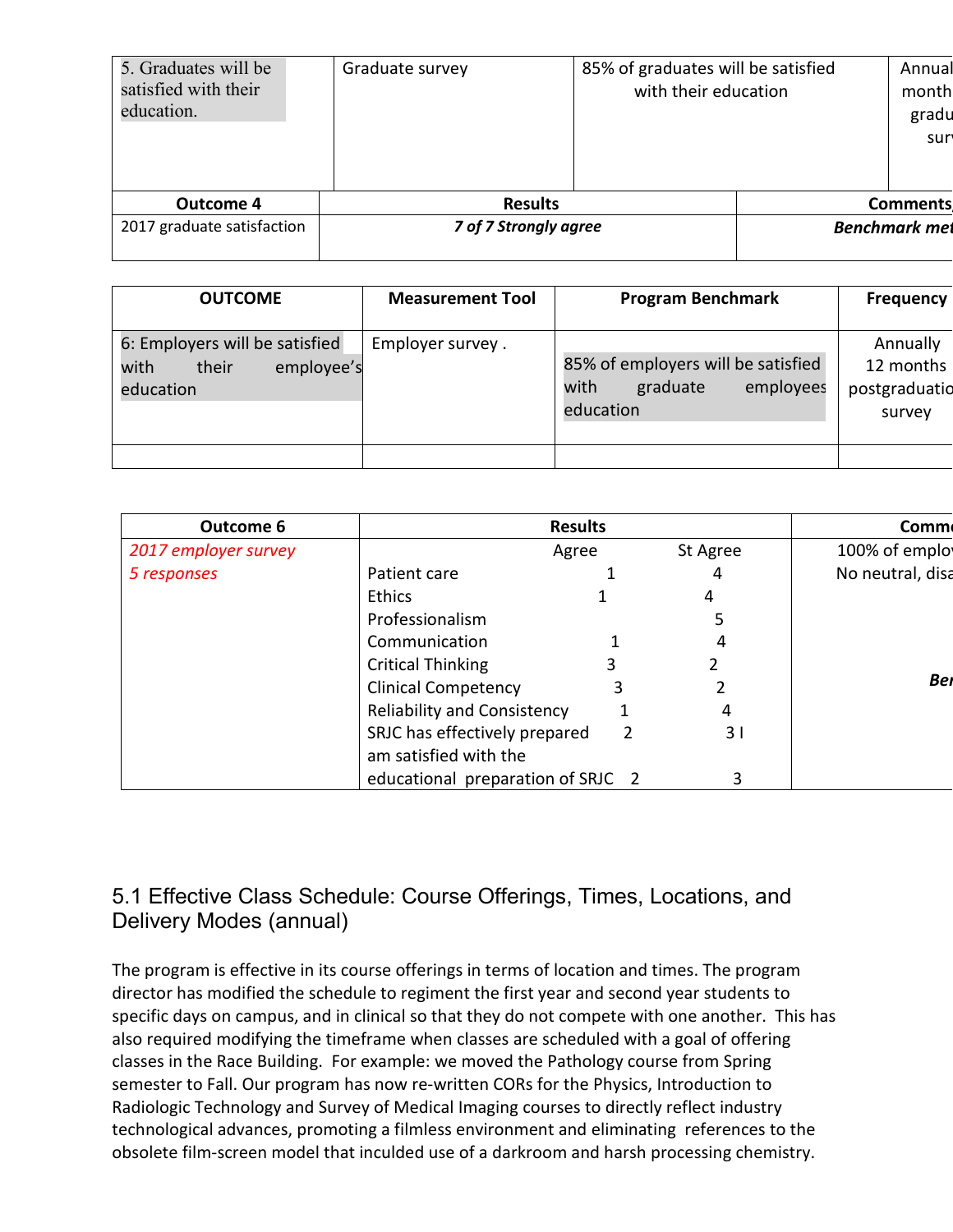| 5. Graduates will be satisfied with their education. | Graduate survey | 85% of graduates will be satisfied with their education | Annual month gradu surv |
|---|---|---|---|

| Outcome 4 | Results | Comments |
|---|---|---|
| 2017 graduate satisfaction | ***7 of 7 Strongly agree*** | ***Benchmark met*** |

| OUTCOME | Measurement Tool | Program Benchmark | Frequency |
|---|---|---|---|
| 6: Employers will be satisfied with their employee's education | Employer survey . | 85% of employers will be satisfied with graduate employees education | Annually 12 months postgraduatio survey |
| | | | |

| Outcome 6 | Results | | | Comme |
|---|---|---|---|---|
| *2017 employer survey* *5 responses* | | Agree | St Agree | 100% of emplo No neutral, disa |
| | Patient care | 1 | 4 | |
| | Ethics | 1 | 4 | |
| | Professionalism | | 5 | |
| | Communication | 1 | 4 | |
| | Critical Thinking | 3 | 2 | |
| | Clinical Competency | 3 | 2 | ***Ber*** |
| | Reliability and Consistency | 1 | 4 | |
| | SRJC has effectively prepared | 2 | 3 I | |
| | am satisfied with the educational preparation of SRJC | 2 | 3 | |

## 5.1 Effective Class Schedule: Course Offerings, Times, Locations, and Delivery Modes (annual)

The program is effective in its course offerings in terms of location and times. The program director has modified the schedule to regiment the first year and second year students to specific days on campus, and in clinical so that they do not compete with one another. This has also required modifying the timeframe when classes are scheduled with a goal of offering classes in the Race Building. For example: we moved the Pathology course from Spring semester to Fall. Our program has now re-written CORs for the Physics, Introduction to Radiologic Technology and Survey of Medical Imaging courses to directly reflect industry technological advances, promoting a filmless environment and eliminating references to the obsolete film-screen model that inculded use of a darkroom and harsh processing chemistry.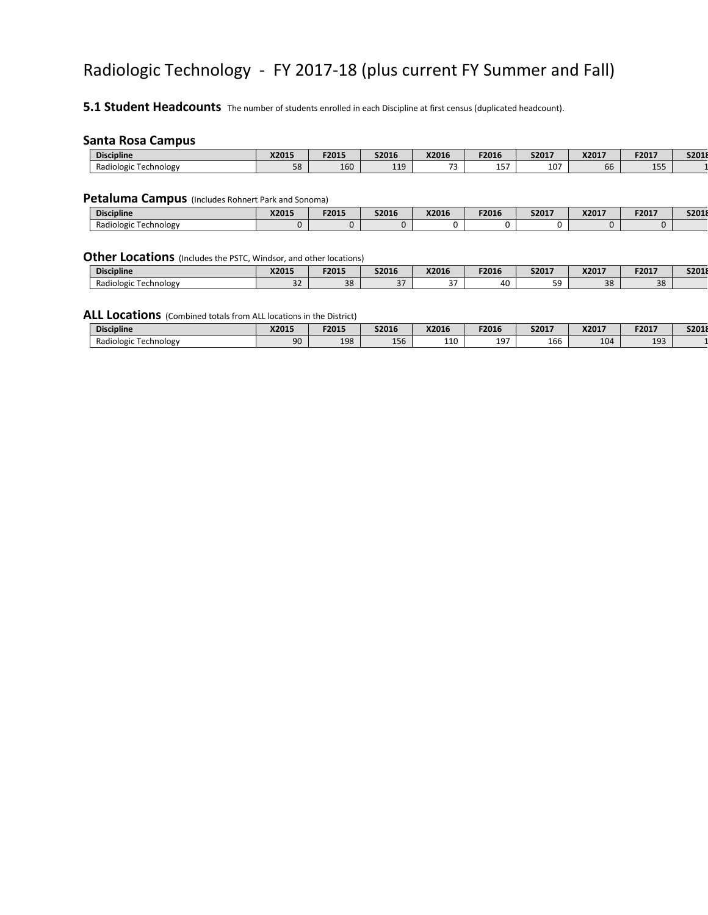# Radiologic Technology - FY 2017-18 (plus current FY Summer and Fall)

## 5.1 Student Headcounts

The number of students enrolled in each Discipline at first census (duplicated headcount).

### Santa Rosa Campus

| Discipline | X2015 | F2015 | S2016 | X2016 | F2016 | S2017 | X2017 | F2017 | S2018 |
|---|---|---|---|---|---|---|---|---|---|
| Radiologic Technology | 58 | 160 | 119 | 73 | 157 | 107 | 66 | 155 | 1 |

### Petaluma Campus (Includes Rohnert Park and Sonoma)

| Discipline | X2015 | F2015 | S2016 | X2016 | F2016 | S2017 | X2017 | F2017 | S2018 |
|---|---|---|---|---|---|---|---|---|---|
| Radiologic Technology | 0 | 0 | 0 | 0 | 0 | 0 | 0 | 0 | |

### Other Locations (Includes the PSTC, Windsor, and other locations)

| Discipline | X2015 | F2015 | S2016 | X2016 | F2016 | S2017 | X2017 | F2017 | S2018 |
|---|---|---|---|---|---|---|---|---|---|
| Radiologic Technology | 32 | 38 | 37 | 37 | 40 | 59 | 38 | 38 | |

### ALL Locations (Combined totals from ALL locations in the District)

| Discipline | X2015 | F2015 | S2016 | X2016 | F2016 | S2017 | X2017 | F2017 | S2018 |
|---|---|---|---|---|---|---|---|---|---|
| Radiologic Technology | 90 | 198 | 156 | 110 | 197 | 166 | 104 | 193 | 1 |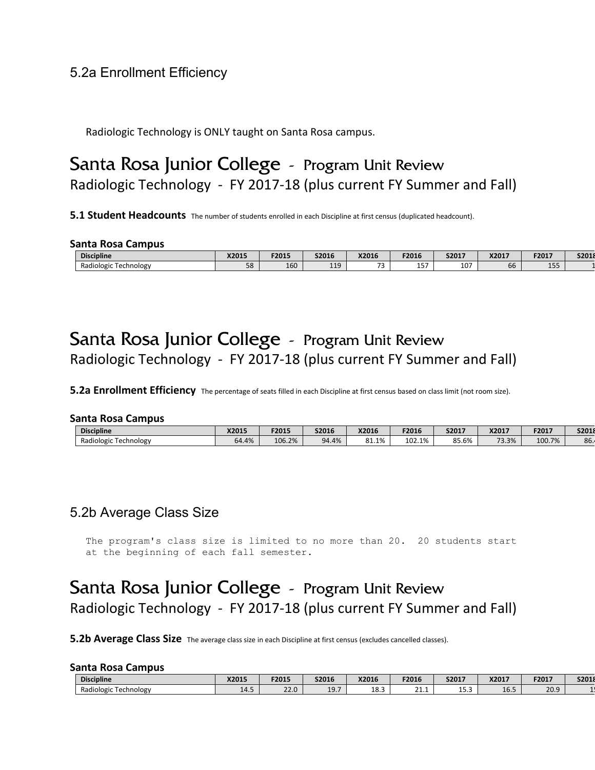## 5.2a Enrollment Efficiency

Radiologic Technology is ONLY taught on Santa Rosa campus.

# Santa Rosa Junior College - Program Unit Review

## Radiologic Technology - FY 2017-18 (plus current FY Summer and Fall)

**5.1 Student Headcounts** The number of students enrolled in each Discipline at first census (duplicated headcount).

### Santa Rosa Campus

| Discipline | X2015 | F2015 | S2016 | X2016 | F2016 | S2017 | X2017 | F2017 | S2018 |
|---|---|---|---|---|---|---|---|---|---|
| Radiologic Technology | 58 | 160 | 119 | 73 | 157 | 107 | 66 | 155 | 1 |

# Santa Rosa Junior College - Program Unit Review

## Radiologic Technology - FY 2017-18 (plus current FY Summer and Fall)

**5.2a Enrollment Efficiency** The percentage of seats filled in each Discipline at first census based on class limit (not room size).

### Santa Rosa Campus

| Discipline | X2015 | F2015 | S2016 | X2016 | F2016 | S2017 | X2017 | F2017 | S2018 |
|---|---|---|---|---|---|---|---|---|---|
| Radiologic Technology | 64.4% | 106.2% | 94.4% | 81.1% | 102.1% | 85.6% | 73.3% | 100.7% | 86. |

## 5.2b Average Class Size

```
The program's class size is limited to no more than 20.  20 students start
at the beginning of each fall semester.
```

# Santa Rosa Junior College - Program Unit Review

## Radiologic Technology - FY 2017-18 (plus current FY Summer and Fall)

**5.2b Average Class Size** The average class size in each Discipline at first census (excludes cancelled classes).

### Santa Rosa Campus

| Discipline | X2015 | F2015 | S2016 | X2016 | F2016 | S2017 | X2017 | F2017 | S2018 |
|---|---|---|---|---|---|---|---|---|---|
| Radiologic Technology | 14.5 | 22.0 | 19.7 | 18.3 | 21.1 | 15.3 | 16.5 | 20.9 | 1 |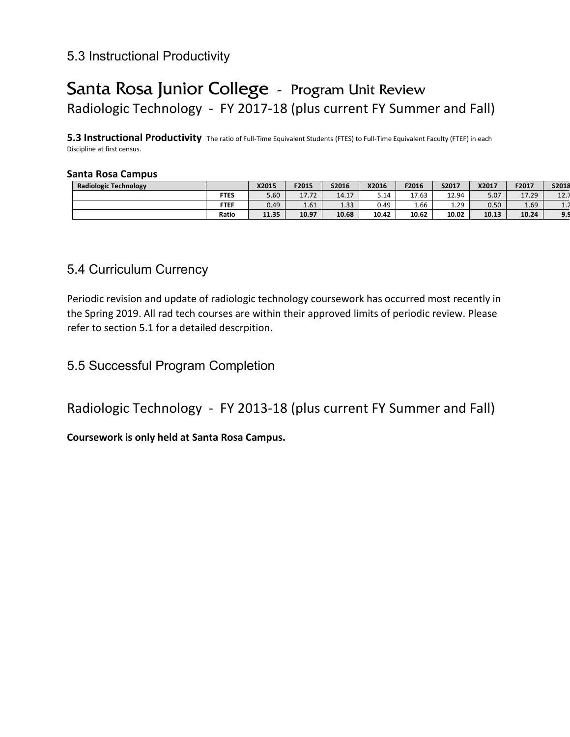## 5.3 Instructional Productivity

# Santa Rosa Junior College - Program Unit Review

Radiologic Technology - FY 2017-18 (plus current FY Summer and Fall)

**5.3 Instructional Productivity** The ratio of Full-Time Equivalent Students (FTES) to Full-Time Equivalent Faculty (FTEF) in each Discipline at first census.

**Santa Rosa Campus**

| Radiologic Technology | | X2015 | F2015 | S2016 | X2016 | F2016 | S2017 | X2017 | F2017 | S2018 |
|---|---|---|---|---|---|---|---|---|---|---|
| | FTES | 5.60 | 17.72 | 14.17 | 5.14 | 17.63 | 12.94 | 5.07 | 17.29 | 12.7 |
| | FTEF | 0.49 | 1.61 | 1.33 | 0.49 | 1.66 | 1.29 | 0.50 | 1.69 | 1.2 |
| | **Ratio** | **11.35** | **10.97** | **10.68** | **10.42** | **10.62** | **10.02** | **10.13** | **10.24** | **9.9** |

## 5.4 Curriculum Currency

Periodic revision and update of radiologic technology coursework has occurred most recently in the Spring 2019. All rad tech courses are within their approved limits of periodic review. Please refer to section 5.1 for a detailed descrpition.

## 5.5 Successful Program Completion

Radiologic Technology - FY 2013-18 (plus current FY Summer and Fall)

**Coursework is only held at Santa Rosa Campus.**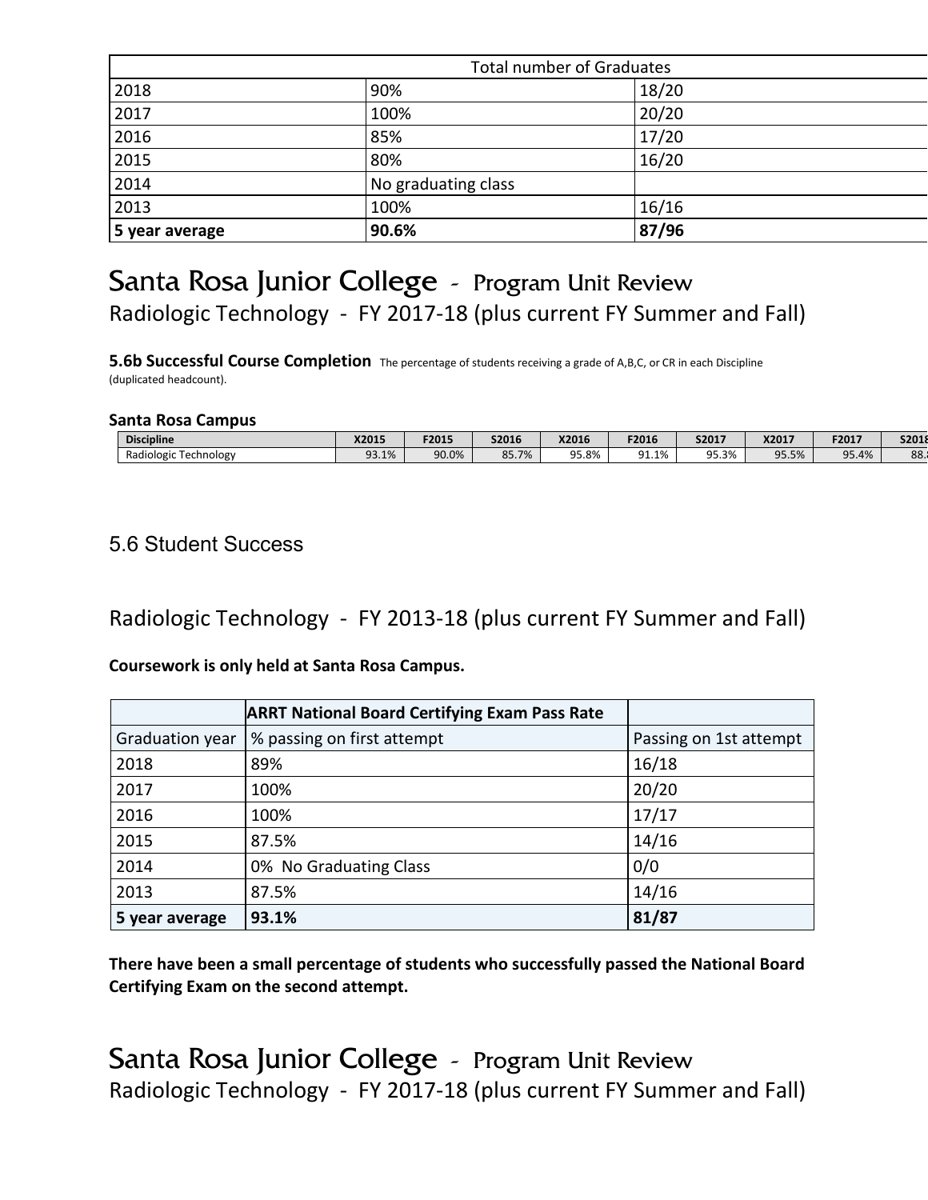| Total number of Graduates | | |
|---|---|---|
| 2018 | 90% | 18/20 |
| 2017 | 100% | 20/20 |
| 2016 | 85% | 17/20 |
| 2015 | 80% | 16/20 |
| 2014 | No graduating class | |
| 2013 | 100% | 16/16 |
| **5 year average** | **90.6%** | **87/96** |

# Santa Rosa Junior College - Program Unit Review

Radiologic Technology - FY 2017-18 (plus current FY Summer and Fall)

**5.6b Successful Course Completion** The percentage of students receiving a grade of A,B,C, or CR in each Discipline (duplicated headcount).

**Santa Rosa Campus**

| Discipline | X2015 | F2015 | S2016 | X2016 | F2016 | S2017 | X2017 | F2017 | S2018 |
|---|---|---|---|---|---|---|---|---|---|
| Radiologic Technology | 93.1% | 90.0% | 85.7% | 95.8% | 91.1% | 95.3% | 95.5% | 95.4% | 88. |

5.6 Student Success

Radiologic Technology - FY 2013-18 (plus current FY Summer and Fall)

**Coursework is only held at Santa Rosa Campus.**

| | **ARRT National Board Certifying Exam Pass Rate** | |
|---|---|---|
| Graduation year | % passing on first attempt | Passing on 1st attempt |
| 2018 | 89% | 16/18 |
| 2017 | 100% | 20/20 |
| 2016 | 100% | 17/17 |
| 2015 | 87.5% | 14/16 |
| 2014 | 0% No Graduating Class | 0/0 |
| 2013 | 87.5% | 14/16 |
| **5 year average** | **93.1%** | **81/87** |

**There have been a small percentage of students who successfully passed the National Board Certifying Exam on the second attempt.**

# Santa Rosa Junior College - Program Unit Review

Radiologic Technology - FY 2017-18 (plus current FY Summer and Fall)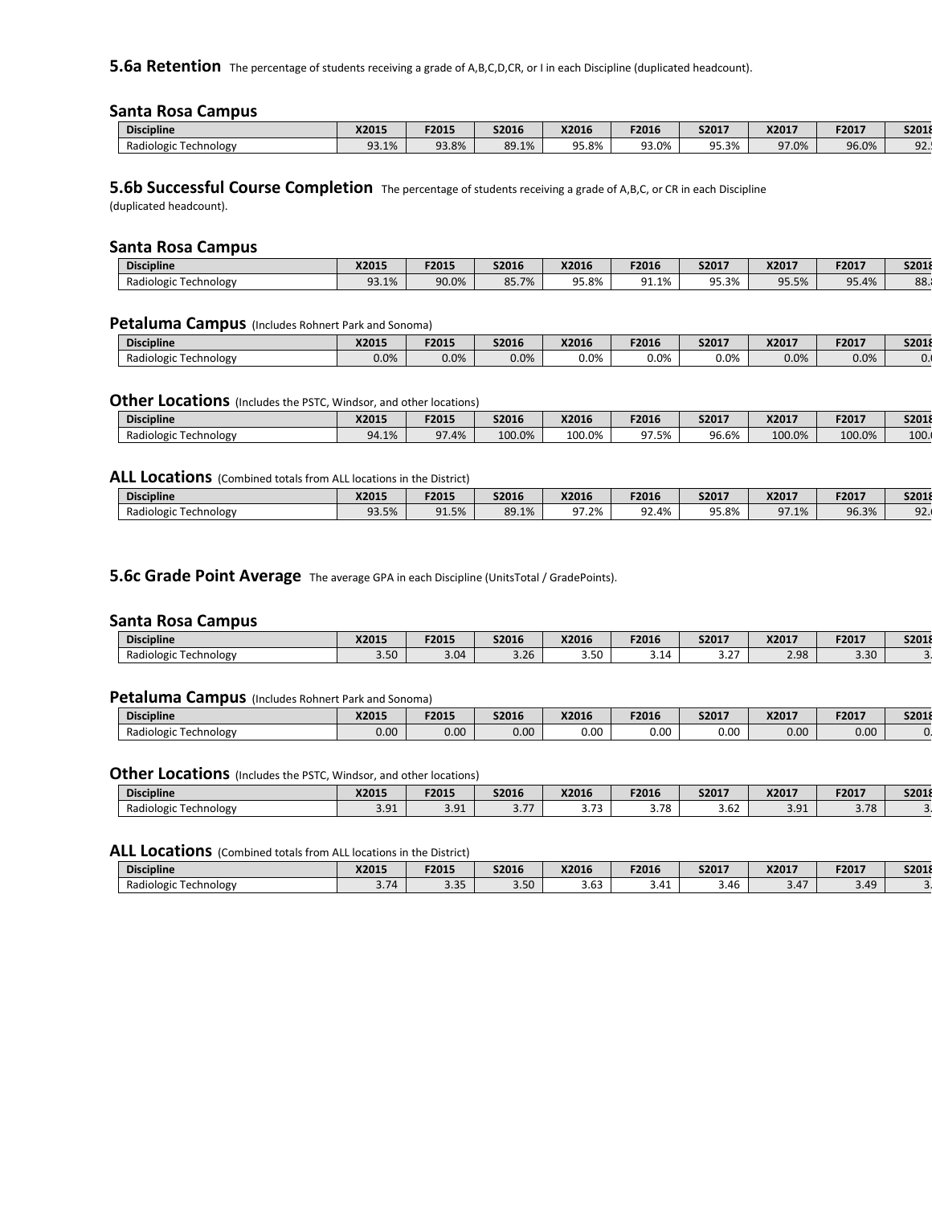## 5.6a Retention

The percentage of students receiving a grade of A,B,C,D,CR, or I in each Discipline (duplicated headcount).

### Santa Rosa Campus

| Discipline | X2015 | F2015 | S2016 | X2016 | F2016 | S2017 | X2017 | F2017 | S2018 |
|---|---|---|---|---|---|---|---|---|---|
| Radiologic Technology | 93.1% | 93.8% | 89.1% | 95.8% | 93.0% | 95.3% | 97.0% | 96.0% | 92. |

## 5.6b Successful Course Completion

The percentage of students receiving a grade of A,B,C, or CR in each Discipline (duplicated headcount).

### Santa Rosa Campus

| Discipline | X2015 | F2015 | S2016 | X2016 | F2016 | S2017 | X2017 | F2017 | S2018 |
|---|---|---|---|---|---|---|---|---|---|
| Radiologic Technology | 93.1% | 90.0% | 85.7% | 95.8% | 91.1% | 95.3% | 95.5% | 95.4% | 88. |

### Petaluma Campus (Includes Rohnert Park and Sonoma)

| Discipline | X2015 | F2015 | S2016 | X2016 | F2016 | S2017 | X2017 | F2017 | S2018 |
|---|---|---|---|---|---|---|---|---|---|
| Radiologic Technology | 0.0% | 0.0% | 0.0% | 0.0% | 0.0% | 0.0% | 0.0% | 0.0% | 0. |

### Other Locations (Includes the PSTC, Windsor, and other locations)

| Discipline | X2015 | F2015 | S2016 | X2016 | F2016 | S2017 | X2017 | F2017 | S2018 |
|---|---|---|---|---|---|---|---|---|---|
| Radiologic Technology | 94.1% | 97.4% | 100.0% | 100.0% | 97.5% | 96.6% | 100.0% | 100.0% | 100. |

### ALL Locations (Combined totals from ALL locations in the District)

| Discipline | X2015 | F2015 | S2016 | X2016 | F2016 | S2017 | X2017 | F2017 | S2018 |
|---|---|---|---|---|---|---|---|---|---|
| Radiologic Technology | 93.5% | 91.5% | 89.1% | 97.2% | 92.4% | 95.8% | 97.1% | 96.3% | 92. |

## 5.6c Grade Point Average

The average GPA in each Discipline (UnitsTotal / GradePoints).

### Santa Rosa Campus

| Discipline | X2015 | F2015 | S2016 | X2016 | F2016 | S2017 | X2017 | F2017 | S2018 |
|---|---|---|---|---|---|---|---|---|---|
| Radiologic Technology | 3.50 | 3.04 | 3.26 | 3.50 | 3.14 | 3.27 | 2.98 | 3.30 | 3. |

### Petaluma Campus (Includes Rohnert Park and Sonoma)

| Discipline | X2015 | F2015 | S2016 | X2016 | F2016 | S2017 | X2017 | F2017 | S2018 |
|---|---|---|---|---|---|---|---|---|---|
| Radiologic Technology | 0.00 | 0.00 | 0.00 | 0.00 | 0.00 | 0.00 | 0.00 | 0.00 | 0. |

### Other Locations (Includes the PSTC, Windsor, and other locations)

| Discipline | X2015 | F2015 | S2016 | X2016 | F2016 | S2017 | X2017 | F2017 | S2018 |
|---|---|---|---|---|---|---|---|---|---|
| Radiologic Technology | 3.91 | 3.91 | 3.77 | 3.73 | 3.78 | 3.62 | 3.91 | 3.78 | 3. |

### ALL Locations (Combined totals from ALL locations in the District)

| Discipline | X2015 | F2015 | S2016 | X2016 | F2016 | S2017 | X2017 | F2017 | S2018 |
|---|---|---|---|---|---|---|---|---|---|
| Radiologic Technology | 3.74 | 3.35 | 3.50 | 3.63 | 3.41 | 3.46 | 3.47 | 3.49 | 3. |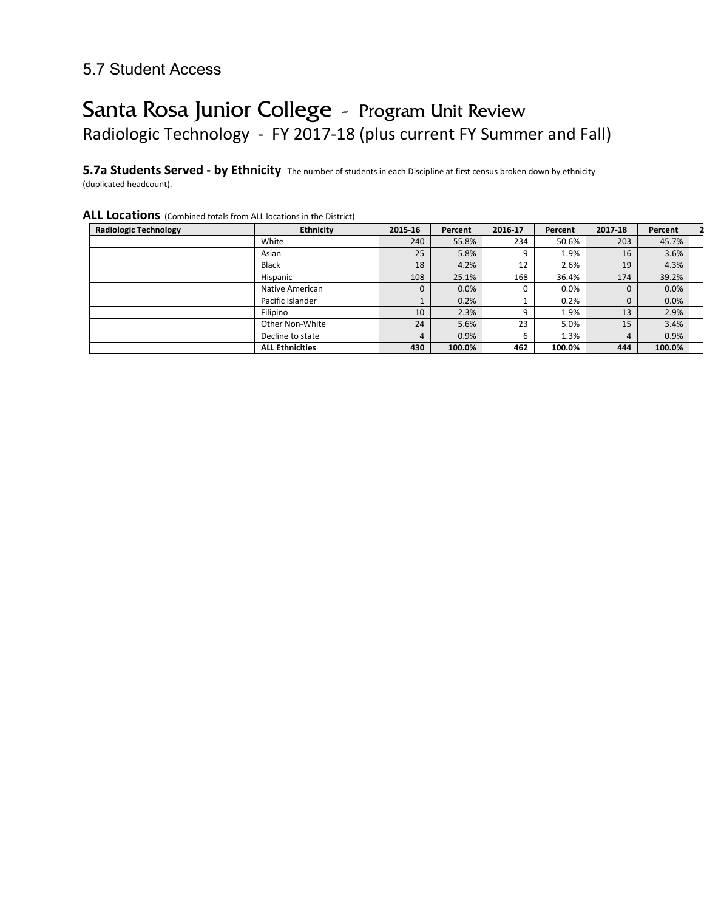## 5.7 Student Access

# Santa Rosa Junior College - Program Unit Review

Radiologic Technology - FY 2017-18 (plus current FY Summer and Fall)

**5.7a Students Served - by Ethnicity** The number of students in each Discipline at first census broken down by ethnicity (duplicated headcount).

**ALL Locations** (Combined totals from ALL locations in the District)

| Radiologic Technology | Ethnicity | 2015-16 | Percent | 2016-17 | Percent | 2017-18 | Percent | 2 |
|---|---|---|---|---|---|---|---|---|
| | White | 240 | 55.8% | 234 | 50.6% | 203 | 45.7% | |
| | Asian | 25 | 5.8% | 9 | 1.9% | 16 | 3.6% | |
| | Black | 18 | 4.2% | 12 | 2.6% | 19 | 4.3% | |
| | Hispanic | 108 | 25.1% | 168 | 36.4% | 174 | 39.2% | |
| | Native American | 0 | 0.0% | 0 | 0.0% | 0 | 0.0% | |
| | Pacific Islander | 1 | 0.2% | 1 | 0.2% | 0 | 0.0% | |
| | Filipino | 10 | 2.3% | 9 | 1.9% | 13 | 2.9% | |
| | Other Non-White | 24 | 5.6% | 23 | 5.0% | 15 | 3.4% | |
| | Decline to state | 4 | 0.9% | 6 | 1.3% | 4 | 0.9% | |
| | **ALL Ethnicities** | **430** | **100.0%** | **462** | **100.0%** | **444** | **100.0%** | |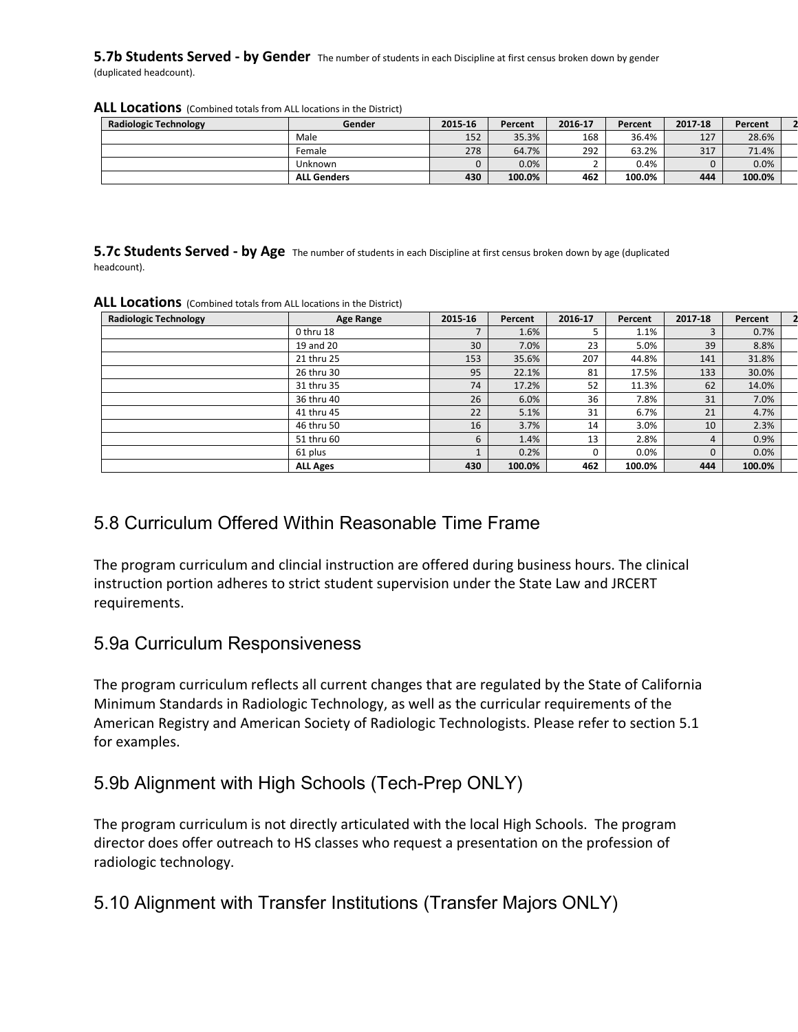**5.7b Students Served - by Gender** The number of students in each Discipline at first census broken down by gender (duplicated headcount).

**ALL Locations** (Combined totals from ALL locations in the District)

| Radiologic Technology | Gender | 2015-16 | Percent | 2016-17 | Percent | 2017-18 | Percent |
|---|---|---|---|---|---|---|---|
| | Male | 152 | 35.3% | 168 | 36.4% | 127 | 28.6% |
| | Female | 278 | 64.7% | 292 | 63.2% | 317 | 71.4% |
| | Unknown | 0 | 0.0% | 2 | 0.4% | 0 | 0.0% |
| | **ALL Genders** | **430** | **100.0%** | **462** | **100.0%** | **444** | **100.0%** |

**5.7c Students Served - by Age** The number of students in each Discipline at first census broken down by age (duplicated headcount).

**ALL Locations** (Combined totals from ALL locations in the District)

| Radiologic Technology | Age Range | 2015-16 | Percent | 2016-17 | Percent | 2017-18 | Percent |
|---|---|---|---|---|---|---|---|
| | 0 thru 18 | 7 | 1.6% | 5 | 1.1% | 3 | 0.7% |
| | 19 and 20 | 30 | 7.0% | 23 | 5.0% | 39 | 8.8% |
| | 21 thru 25 | 153 | 35.6% | 207 | 44.8% | 141 | 31.8% |
| | 26 thru 30 | 95 | 22.1% | 81 | 17.5% | 133 | 30.0% |
| | 31 thru 35 | 74 | 17.2% | 52 | 11.3% | 62 | 14.0% |
| | 36 thru 40 | 26 | 6.0% | 36 | 7.8% | 31 | 7.0% |
| | 41 thru 45 | 22 | 5.1% | 31 | 6.7% | 21 | 4.7% |
| | 46 thru 50 | 16 | 3.7% | 14 | 3.0% | 10 | 2.3% |
| | 51 thru 60 | 6 | 1.4% | 13 | 2.8% | 4 | 0.9% |
| | 61 plus | 1 | 0.2% | 0 | 0.0% | 0 | 0.0% |
| | **ALL Ages** | **430** | **100.0%** | **462** | **100.0%** | **444** | **100.0%** |

## 5.8 Curriculum Offered Within Reasonable Time Frame

The program curriculum and clincial instruction are offered during business hours. The clinical instruction portion adheres to strict student supervision under the State Law and JRCERT requirements.

## 5.9a Curriculum Responsiveness

The program curriculum reflects all current changes that are regulated by the State of California Minimum Standards in Radiologic Technology, as well as the curricular requirements of the American Registry and American Society of Radiologic Technologists. Please refer to section 5.1 for examples.

## 5.9b Alignment with High Schools (Tech-Prep ONLY)

The program curriculum is not directly articulated with the local High Schools. The program director does offer outreach to HS classes who request a presentation on the profession of radiologic technology.

## 5.10 Alignment with Transfer Institutions (Transfer Majors ONLY)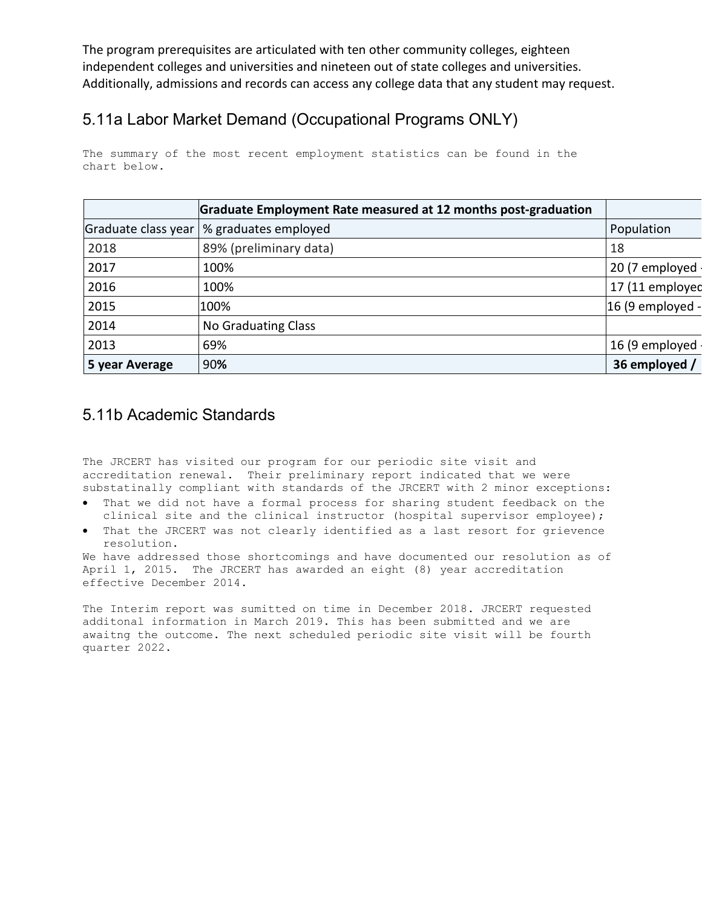The program prerequisites are articulated with ten other community colleges, eighteen independent colleges and universities and nineteen out of state colleges and universities. Additionally, admissions and records can access any college data that any student may request.

## 5.11a Labor Market Demand (Occupational Programs ONLY)

The summary of the most recent employment statistics can be found in the chart below.

| | Graduate Employment Rate measured at 12 months post-graduation | |
|---|---|---|
| Graduate class year | % graduates employed | Population |
| 2018 | 89% (preliminary data) | 18 |
| 2017 | 100% | 20 (7 employed |
| 2016 | 100% | 17 (11 employed |
| 2015 | 100% | 16 (9 employed - |
| 2014 | No Graduating Class | |
| 2013 | 69% | 16 (9 employed |
| **5 year Average** | 90**%** | **36 employed /** |

## 5.11b Academic Standards

The JRCERT has visited our program for our periodic site visit and accreditation renewal. Their preliminary report indicated that we were substatinally compliant with standards of the JRCERT with 2 minor exceptions:

- That we did not have a formal process for sharing student feedback on the clinical site and the clinical instructor (hospital supervisor employee);
- That the JRCERT was not clearly identified as a last resort for grievence resolution.

We have addressed those shortcomings and have documented our resolution as of April 1, 2015. The JRCERT has awarded an eight (8) year accreditation effective December 2014.

The Interim report was sumitted on time in December 2018. JRCERT requested additonal information in March 2019. This has been submitted and we are awaitng the outcome. The next scheduled periodic site visit will be fourth quarter 2022.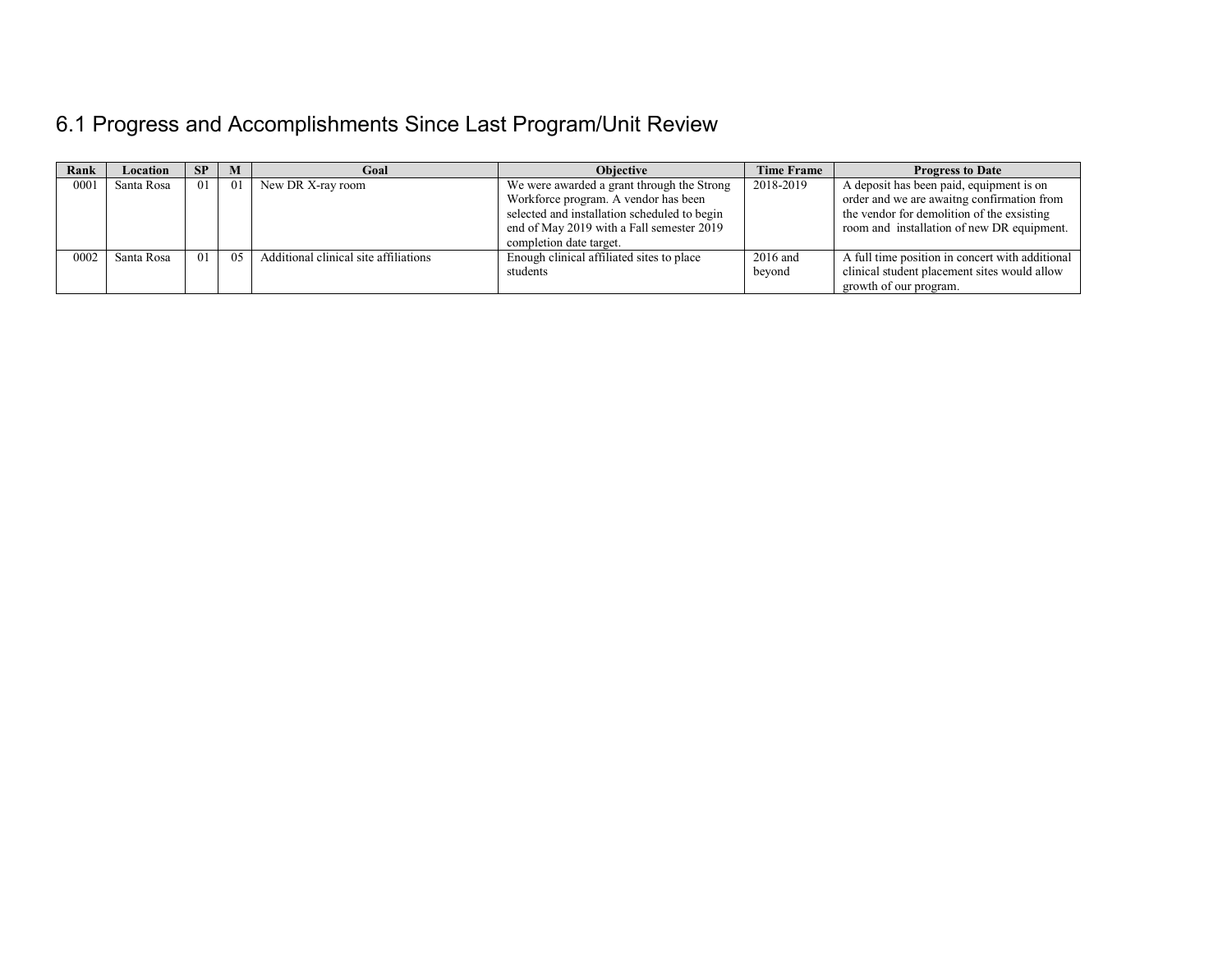## 6.1 Progress and Accomplishments Since Last Program/Unit Review

| Rank | Location | SP | M | Goal | Objective | Time Frame | Progress to Date |
|---|---|---|---|---|---|---|---|
| 0001 | Santa Rosa | 01 | 01 | New DR X-ray room | We were awarded a grant through the Strong Workforce program. A vendor has been selected and installation scheduled to begin end of May 2019 with a Fall semester 2019 completion date target. | 2018-2019 | A deposit has been paid, equipment is on order and we are awaitng confirmation from the vendor for demolition of the exsisting room and installation of new DR equipment. |
| 0002 | Santa Rosa | 01 | 05 | Additional clinical site affiliations | Enough clinical affiliated sites to place students | 2016 and beyond | A full time position in concert with additional clinical student placement sites would allow growth of our program. |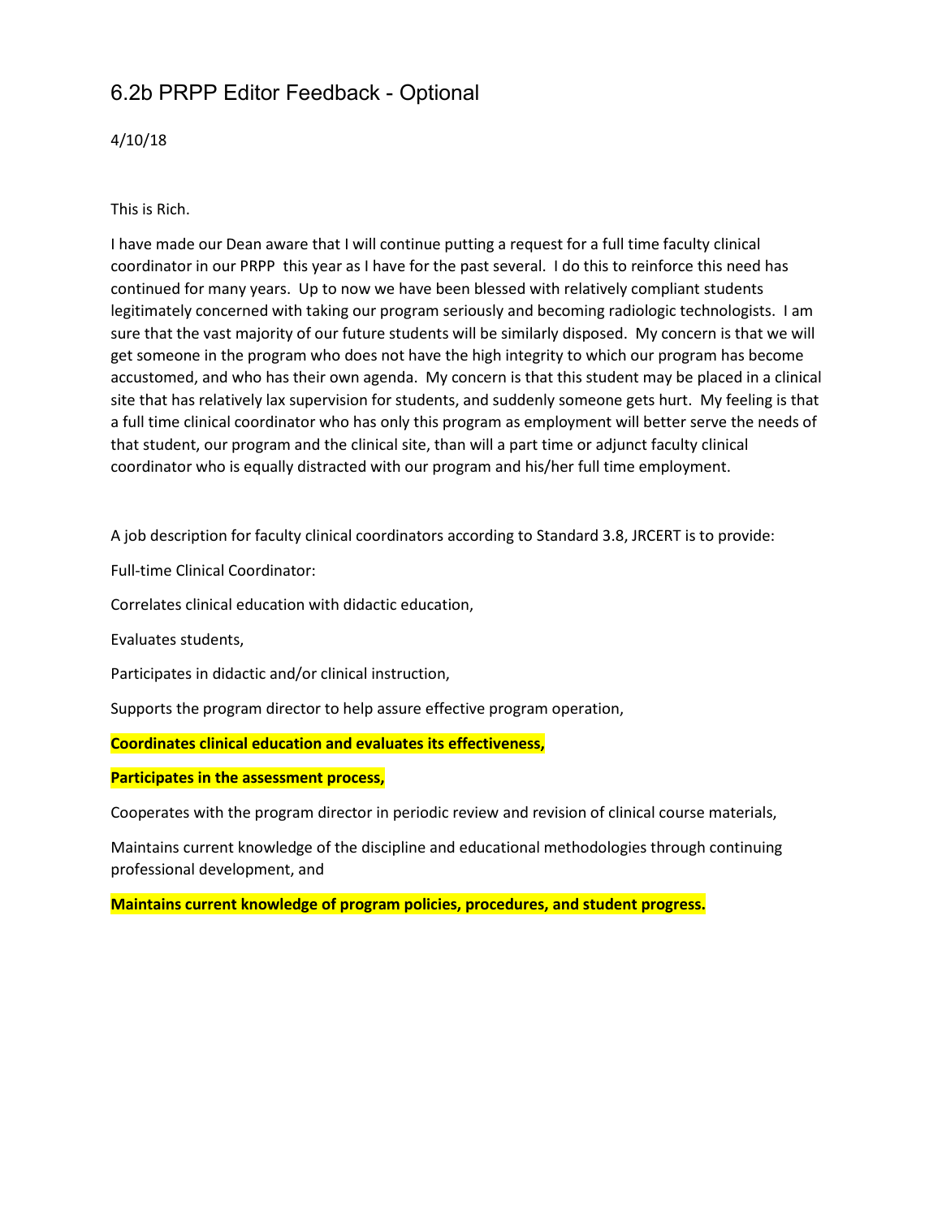# 6.2b PRPP Editor Feedback - Optional

4/10/18

This is Rich.

I have made our Dean aware that I will continue putting a request for a full time faculty clinical coordinator in our PRPP this year as I have for the past several. I do this to reinforce this need has continued for many years. Up to now we have been blessed with relatively compliant students legitimately concerned with taking our program seriously and becoming radiologic technologists. I am sure that the vast majority of our future students will be similarly disposed. My concern is that we will get someone in the program who does not have the high integrity to which our program has become accustomed, and who has their own agenda. My concern is that this student may be placed in a clinical site that has relatively lax supervision for students, and suddenly someone gets hurt. My feeling is that a full time clinical coordinator who has only this program as employment will better serve the needs of that student, our program and the clinical site, than will a part time or adjunct faculty clinical coordinator who is equally distracted with our program and his/her full time employment.

A job description for faculty clinical coordinators according to Standard 3.8, JRCERT is to provide:

Full-time Clinical Coordinator:

Correlates clinical education with didactic education,

Evaluates students,

Participates in didactic and/or clinical instruction,

Supports the program director to help assure effective program operation,

**Coordinates clinical education and evaluates its effectiveness,**

**Participates in the assessment process,**

Cooperates with the program director in periodic review and revision of clinical course materials,

Maintains current knowledge of the discipline and educational methodologies through continuing professional development, and

**Maintains current knowledge of program policies, procedures, and student progress.**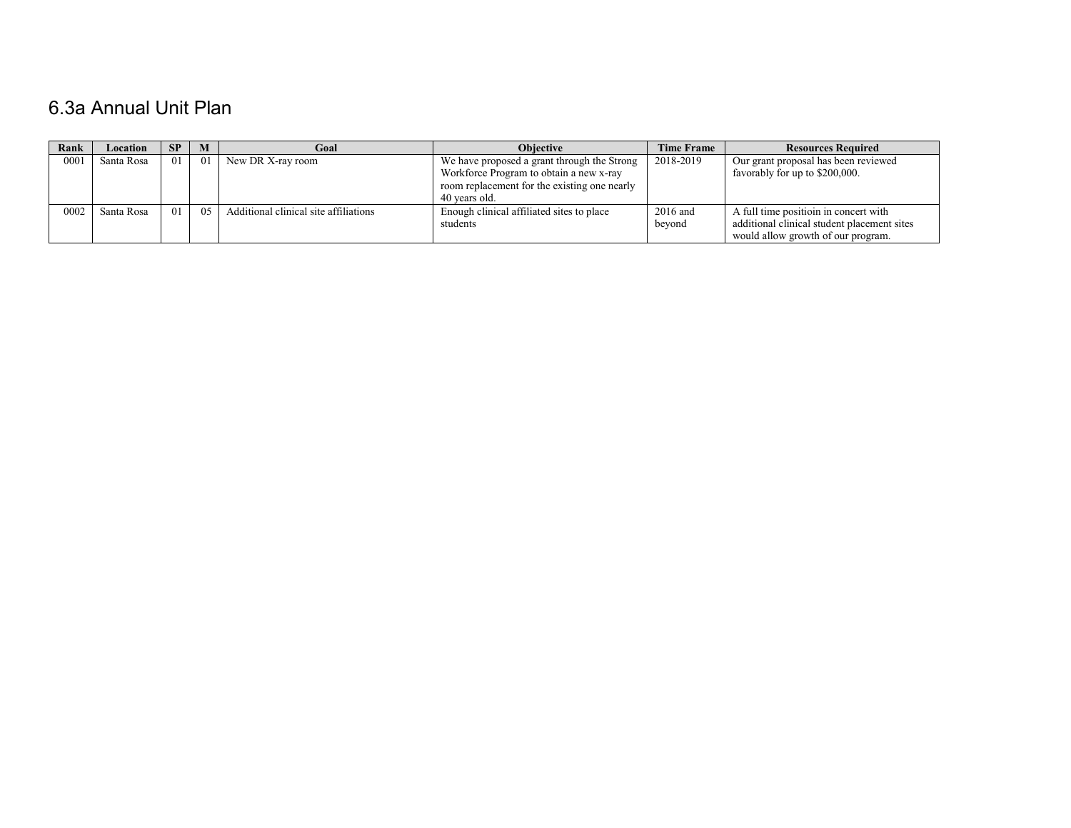# 6.3a Annual Unit Plan

| Rank | Location | SP | M | Goal | Objective | Time Frame | Resources Required |
|---|---|---|---|---|---|---|---|
| 0001 | Santa Rosa | 01 | 01 | New DR X-ray room | We have proposed a grant through the Strong Workforce Program to obtain a new x-ray room replacement for the existing one nearly 40 years old. | 2018-2019 | Our grant proposal has been reviewed favorably for up to $200,000. |
| 0002 | Santa Rosa | 01 | 05 | Additional clinical site affiliations | Enough clinical affiliated sites to place students | 2016 and beyond | A full time positioin in concert with additional clinical student placement sites would allow growth of our program. |